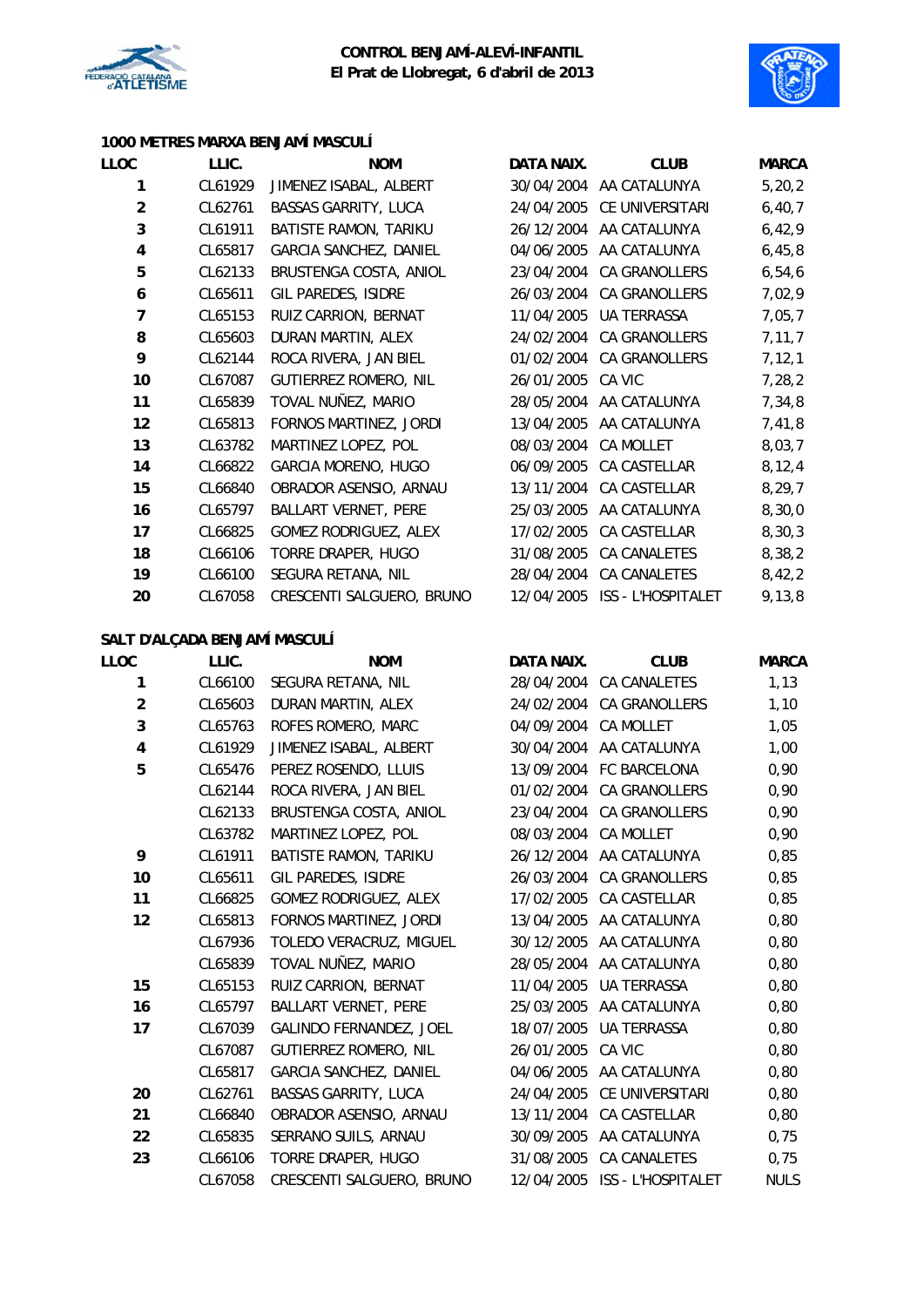**CONTROL BENJAMÍ-ALEVÍ-INFANTIL**
**El Prat de Llobregat, 6 d'abril de 2013**

### 1000 METRES MARXA BENJAMÍ MASCULÍ

| LLOC | LLIC. | NOM | DATA NAIX. | CLUB | MARCA |
|---|---|---|---|---|---|
| 1 | CL61929 | JIMENEZ ISABAL, ALBERT | 30/04/2004 | AA CATALUNYA | 5,20,2 |
| 2 | CL62761 | BASSAS GARRITY, LUCA | 24/04/2005 | CE UNIVERSITARI | 6,40,7 |
| 3 | CL61911 | BATISTE RAMON, TARIKU | 26/12/2004 | AA CATALUNYA | 6,42,9 |
| 4 | CL65817 | GARCIA SANCHEZ, DANIEL | 04/06/2005 | AA CATALUNYA | 6,45,8 |
| 5 | CL62133 | BRUSTENGA COSTA, ANIOL | 23/04/2004 | CA GRANOLLERS | 6,54,6 |
| 6 | CL65611 | GIL PAREDES, ISIDRE | 26/03/2004 | CA GRANOLLERS | 7,02,9 |
| 7 | CL65153 | RUIZ CARRION, BERNAT | 11/04/2005 | UA TERRASSA | 7,05,7 |
| 8 | CL65603 | DURAN MARTIN, ALEX | 24/02/2004 | CA GRANOLLERS | 7,11,7 |
| 9 | CL62144 | ROCA RIVERA, JAN BIEL | 01/02/2004 | CA GRANOLLERS | 7,12,1 |
| 10 | CL67087 | GUTIERREZ ROMERO, NIL | 26/01/2005 | CA VIC | 7,28,2 |
| 11 | CL65839 | TOVAL NUÑEZ, MARIO | 28/05/2004 | AA CATALUNYA | 7,34,8 |
| 12 | CL65813 | FORNOS MARTINEZ, JORDI | 13/04/2005 | AA CATALUNYA | 7,41,8 |
| 13 | CL63782 | MARTINEZ LOPEZ, POL | 08/03/2004 | CA MOLLET | 8,03,7 |
| 14 | CL66822 | GARCIA MORENO, HUGO | 06/09/2005 | CA CASTELLAR | 8,12,4 |
| 15 | CL66840 | OBRADOR ASENSIO, ARNAU | 13/11/2004 | CA CASTELLAR | 8,29,7 |
| 16 | CL65797 | BALLART VERNET, PERE | 25/03/2005 | AA CATALUNYA | 8,30,0 |
| 17 | CL66825 | GOMEZ RODRIGUEZ, ALEX | 17/02/2005 | CA CASTELLAR | 8,30,3 |
| 18 | CL66106 | TORRE DRAPER, HUGO | 31/08/2005 | CA CANALETES | 8,38,2 |
| 19 | CL66100 | SEGURA RETANA, NIL | 28/04/2004 | CA CANALETES | 8,42,2 |
| 20 | CL67058 | CRESCENTI SALGUERO, BRUNO | 12/04/2005 | ISS - L'HOSPITALET | 9,13,8 |

### SALT D'ALÇADA BENJAMÍ MASCULÍ

| LLOC | LLIC. | NOM | DATA NAIX. | CLUB | MARCA |
|---|---|---|---|---|---|
| 1 | CL66100 | SEGURA RETANA, NIL | 28/04/2004 | CA CANALETES | 1,13 |
| 2 | CL65603 | DURAN MARTIN, ALEX | 24/02/2004 | CA GRANOLLERS | 1,10 |
| 3 | CL65763 | ROFES ROMERO, MARC | 04/09/2004 | CA MOLLET | 1,05 |
| 4 | CL61929 | JIMENEZ ISABAL, ALBERT | 30/04/2004 | AA CATALUNYA | 1,00 |
| 5 | CL65476 | PEREZ ROSENDO, LLUIS | 13/09/2004 | FC BARCELONA | 0,90 |
| | CL62144 | ROCA RIVERA, JAN BIEL | 01/02/2004 | CA GRANOLLERS | 0,90 |
| | CL62133 | BRUSTENGA COSTA, ANIOL | 23/04/2004 | CA GRANOLLERS | 0,90 |
| | CL63782 | MARTINEZ LOPEZ, POL | 08/03/2004 | CA MOLLET | 0,90 |
| 9 | CL61911 | BATISTE RAMON, TARIKU | 26/12/2004 | AA CATALUNYA | 0,85 |
| 10 | CL65611 | GIL PAREDES, ISIDRE | 26/03/2004 | CA GRANOLLERS | 0,85 |
| 11 | CL66825 | GOMEZ RODRIGUEZ, ALEX | 17/02/2005 | CA CASTELLAR | 0,85 |
| 12 | CL65813 | FORNOS MARTINEZ, JORDI | 13/04/2005 | AA CATALUNYA | 0,80 |
| | CL67936 | TOLEDO VERACRUZ, MIGUEL | 30/12/2005 | AA CATALUNYA | 0,80 |
| | CL65839 | TOVAL NUÑEZ, MARIO | 28/05/2004 | AA CATALUNYA | 0,80 |
| 15 | CL65153 | RUIZ CARRION, BERNAT | 11/04/2005 | UA TERRASSA | 0,80 |
| 16 | CL65797 | BALLART VERNET, PERE | 25/03/2005 | AA CATALUNYA | 0,80 |
| 17 | CL67039 | GALINDO FERNANDEZ, JOEL | 18/07/2005 | UA TERRASSA | 0,80 |
| | CL67087 | GUTIERREZ ROMERO, NIL | 26/01/2005 | CA VIC | 0,80 |
| | CL65817 | GARCIA SANCHEZ, DANIEL | 04/06/2005 | AA CATALUNYA | 0,80 |
| 20 | CL62761 | BASSAS GARRITY, LUCA | 24/04/2005 | CE UNIVERSITARI | 0,80 |
| 21 | CL66840 | OBRADOR ASENSIO, ARNAU | 13/11/2004 | CA CASTELLAR | 0,80 |
| 22 | CL65835 | SERRANO SUILS, ARNAU | 30/09/2005 | AA CATALUNYA | 0,75 |
| 23 | CL66106 | TORRE DRAPER, HUGO | 31/08/2005 | CA CANALETES | 0,75 |
| | CL67058 | CRESCENTI SALGUERO, BRUNO | 12/04/2005 | ISS - L'HOSPITALET | NULS |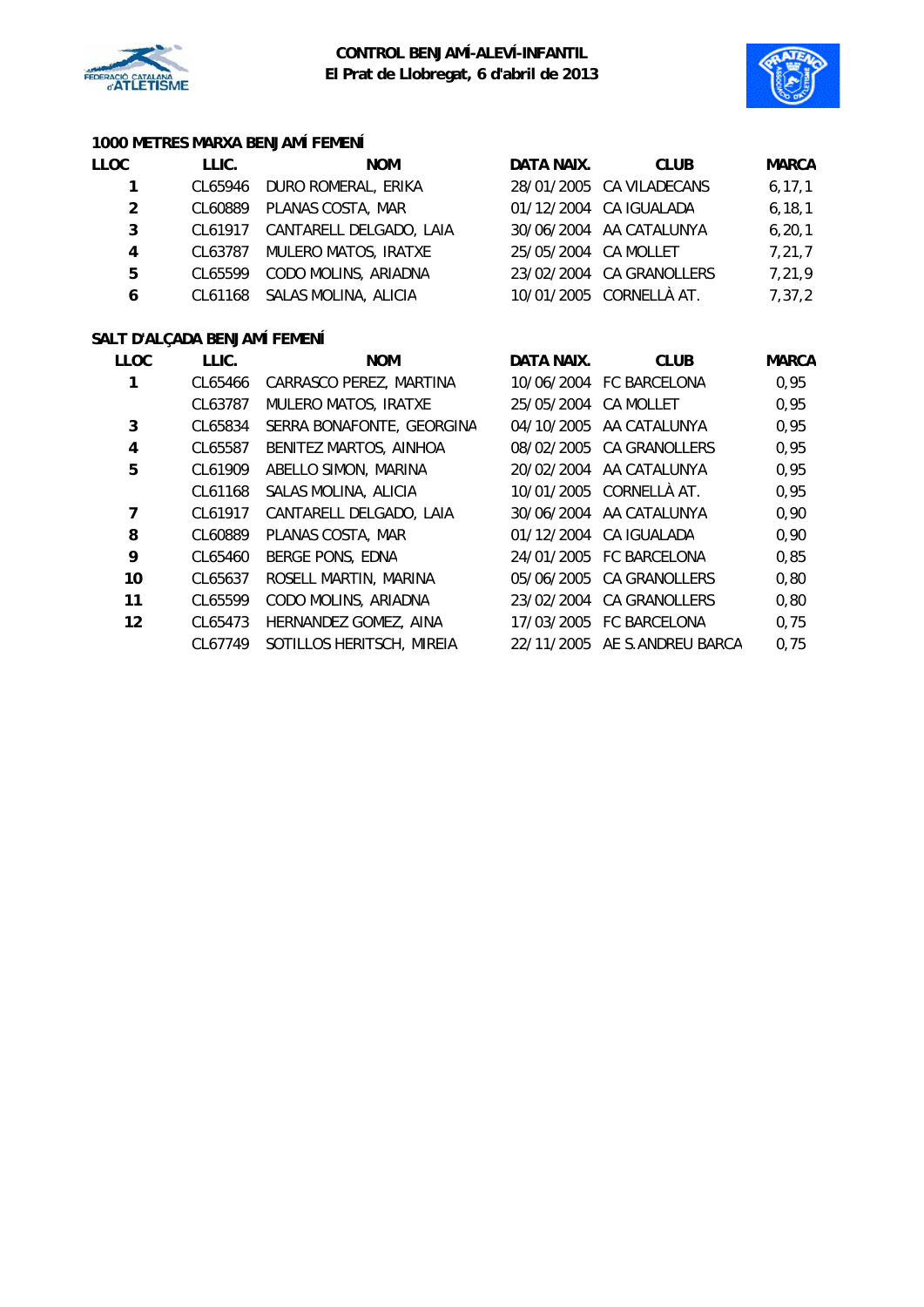**CONTROL BENJAMÍ-ALEVÍ-INFANTIL**
**El Prat de Llobregat, 6 d'abril de 2013**

### 1000 METRES MARXA BENJAMÍ FEMENÍ

| LLOC | LLIC. | NOM | DATA NAIX. | CLUB | MARCA |
|---|---|---|---|---|---|
| 1 | CL65946 | DURO ROMERAL, ERIKA | 28/01/2005 | CA VILADECANS | 6,17,1 |
| 2 | CL60889 | PLANAS COSTA, MAR | 01/12/2004 | CA IGUALADA | 6,18,1 |
| 3 | CL61917 | CANTARELL DELGADO, LAIA | 30/06/2004 | AA CATALUNYA | 6,20,1 |
| 4 | CL63787 | MULERO MATOS, IRATXE | 25/05/2004 | CA MOLLET | 7,21,7 |
| 5 | CL65599 | CODO MOLINS, ARIADNA | 23/02/2004 | CA GRANOLLERS | 7,21,9 |
| 6 | CL61168 | SALAS MOLINA, ALICIA | 10/01/2005 | CORNELLÀ AT. | 7,37,2 |

### SALT D'ALÇADA BENJAMÍ FEMENÍ

| LLOC | LLIC. | NOM | DATA NAIX. | CLUB | MARCA |
|---|---|---|---|---|---|
| 1 | CL65466 | CARRASCO PEREZ, MARTINA | 10/06/2004 | FC BARCELONA | 0,95 |
| | CL63787 | MULERO MATOS, IRATXE | 25/05/2004 | CA MOLLET | 0,95 |
| 3 | CL65834 | SERRA BONAFONTE, GEORGINA | 04/10/2005 | AA CATALUNYA | 0,95 |
| 4 | CL65587 | BENITEZ MARTOS, AINHOA | 08/02/2005 | CA GRANOLLERS | 0,95 |
| 5 | CL61909 | ABELLO SIMON, MARINA | 20/02/2004 | AA CATALUNYA | 0,95 |
| | CL61168 | SALAS MOLINA, ALICIA | 10/01/2005 | CORNELLÀ AT. | 0,95 |
| 7 | CL61917 | CANTARELL DELGADO, LAIA | 30/06/2004 | AA CATALUNYA | 0,90 |
| 8 | CL60889 | PLANAS COSTA, MAR | 01/12/2004 | CA IGUALADA | 0,90 |
| 9 | CL65460 | BERGE PONS, EDNA | 24/01/2005 | FC BARCELONA | 0,85 |
| 10 | CL65637 | ROSELL MARTIN, MARINA | 05/06/2005 | CA GRANOLLERS | 0,80 |
| 11 | CL65599 | CODO MOLINS, ARIADNA | 23/02/2004 | CA GRANOLLERS | 0,80 |
| 12 | CL65473 | HERNANDEZ GOMEZ, AINA | 17/03/2005 | FC BARCELONA | 0,75 |
| | CL67749 | SOTILLOS HERITSCH, MIREIA | 22/11/2005 | AE S.ANDREU BARCA | 0,75 |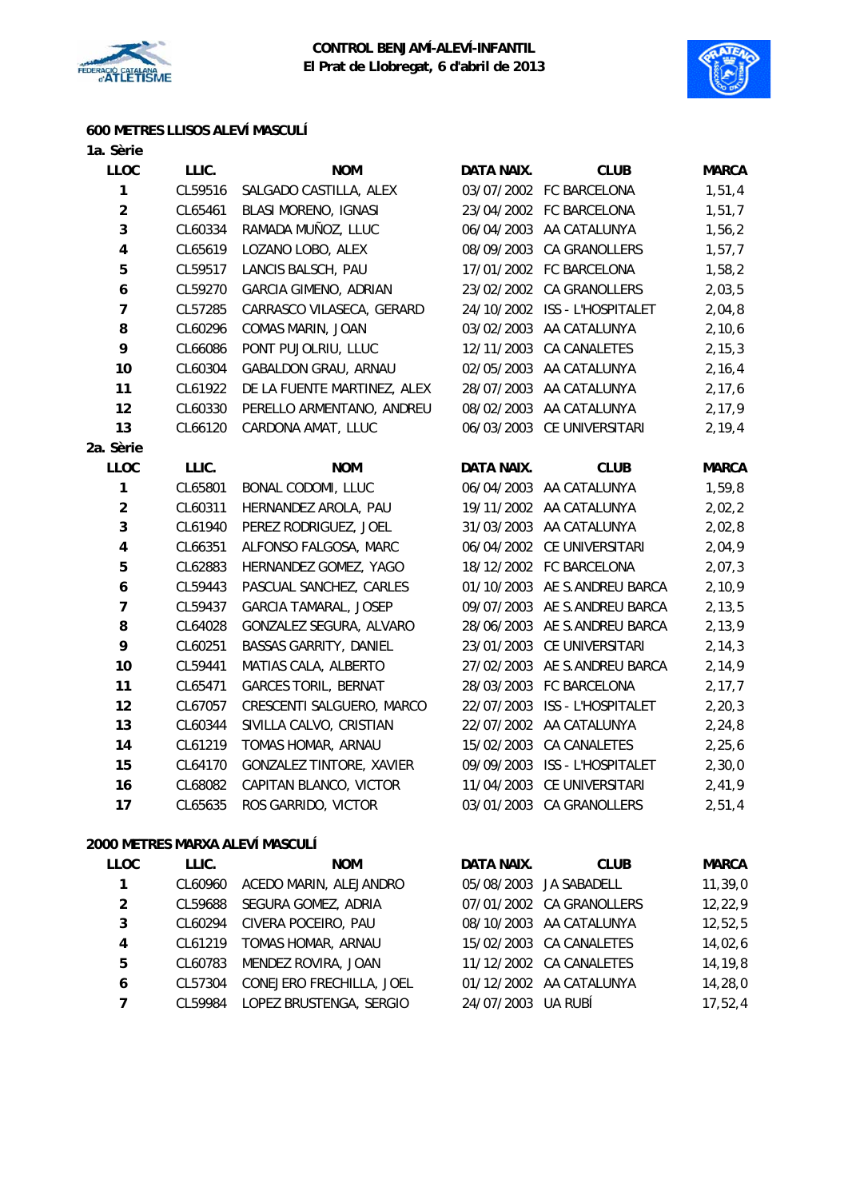**CONTROL BENJAMÍ-ALEVÍ-INFANTIL**
**El Prat de Llobregat, 6 d'abril de 2013**

## 600 METRES LLISOS ALEVÍ MASCULÍ

**1a. Sèrie**

| LLOC | LLIC. | NOM | DATA NAIX. | CLUB | MARCA |
|---|---|---|---|---|---|
| 1 | CL59516 | SALGADO CASTILLA, ALEX | 03/07/2002 | FC BARCELONA | 1,51,4 |
| 2 | CL65461 | BLASI MORENO, IGNASI | 23/04/2002 | FC BARCELONA | 1,51,7 |
| 3 | CL60334 | RAMADA MUÑOZ, LLUC | 06/04/2003 | AA CATALUNYA | 1,56,2 |
| 4 | CL65619 | LOZANO LOBO, ALEX | 08/09/2003 | CA GRANOLLERS | 1,57,7 |
| 5 | CL59517 | LANCIS BALSCH, PAU | 17/01/2002 | FC BARCELONA | 1,58,2 |
| 6 | CL59270 | GARCIA GIMENO, ADRIAN | 23/02/2002 | CA GRANOLLERS | 2,03,5 |
| 7 | CL57285 | CARRASCO VILASECA, GERARD | 24/10/2002 | ISS - L'HOSPITALET | 2,04,8 |
| 8 | CL60296 | COMAS MARIN, JOAN | 03/02/2003 | AA CATALUNYA | 2,10,6 |
| 9 | CL66086 | PONT PUJOLRIU, LLUC | 12/11/2003 | CA CANALETES | 2,15,3 |
| 10 | CL60304 | GABALDON GRAU, ARNAU | 02/05/2003 | AA CATALUNYA | 2,16,4 |
| 11 | CL61922 | DE LA FUENTE MARTINEZ, ALEX | 28/07/2003 | AA CATALUNYA | 2,17,6 |
| 12 | CL60330 | PERELLO ARMENTANO, ANDREU | 08/02/2003 | AA CATALUNYA | 2,17,9 |
| 13 | CL66120 | CARDONA AMAT, LLUC | 06/03/2003 | CE UNIVERSITARI | 2,19,4 |

**2a. Sèrie**

| LLOC | LLIC. | NOM | DATA NAIX. | CLUB | MARCA |
|---|---|---|---|---|---|
| 1 | CL65801 | BONAL CODOMI, LLUC | 06/04/2003 | AA CATALUNYA | 1,59,8 |
| 2 | CL60311 | HERNANDEZ AROLA, PAU | 19/11/2002 | AA CATALUNYA | 2,02,2 |
| 3 | CL61940 | PEREZ RODRIGUEZ, JOEL | 31/03/2003 | AA CATALUNYA | 2,02,8 |
| 4 | CL66351 | ALFONSO FALGOSA, MARC | 06/04/2002 | CE UNIVERSITARI | 2,04,9 |
| 5 | CL62883 | HERNANDEZ GOMEZ, YAGO | 18/12/2002 | FC BARCELONA | 2,07,3 |
| 6 | CL59443 | PASCUAL SANCHEZ, CARLES | 01/10/2003 | AE S.ANDREU BARCA | 2,10,9 |
| 7 | CL59437 | GARCIA TAMARAL, JOSEP | 09/07/2003 | AE S.ANDREU BARCA | 2,13,5 |
| 8 | CL64028 | GONZALEZ SEGURA, ALVARO | 28/06/2003 | AE S.ANDREU BARCA | 2,13,9 |
| 9 | CL60251 | BASSAS GARRITY, DANIEL | 23/01/2003 | CE UNIVERSITARI | 2,14,3 |
| 10 | CL59441 | MATIAS CALA, ALBERTO | 27/02/2003 | AE S.ANDREU BARCA | 2,14,9 |
| 11 | CL65471 | GARCES TORIL, BERNAT | 28/03/2003 | FC BARCELONA | 2,17,7 |
| 12 | CL67057 | CRESCENTI SALGUERO, MARCO | 22/07/2003 | ISS - L'HOSPITALET | 2,20,3 |
| 13 | CL60344 | SIVILLA CALVO, CRISTIAN | 22/07/2002 | AA CATALUNYA | 2,24,8 |
| 14 | CL61219 | TOMAS HOMAR, ARNAU | 15/02/2003 | CA CANALETES | 2,25,6 |
| 15 | CL64170 | GONZALEZ TINTORE, XAVIER | 09/09/2003 | ISS - L'HOSPITALET | 2,30,0 |
| 16 | CL68082 | CAPITAN BLANCO, VICTOR | 11/04/2003 | CE UNIVERSITARI | 2,41,9 |
| 17 | CL65635 | ROS GARRIDO, VICTOR | 03/01/2003 | CA GRANOLLERS | 2,51,4 |

## 2000 METRES MARXA ALEVÍ MASCULÍ

| LLOC | LLIC. | NOM | DATA NAIX. | CLUB | MARCA |
|---|---|---|---|---|---|
| 1 | CL60960 | ACEDO MARIN, ALEJANDRO | 05/08/2003 | JA SABADELL | 11,39,0 |
| 2 | CL59688 | SEGURA GOMEZ, ADRIA | 07/01/2002 | CA GRANOLLERS | 12,22,9 |
| 3 | CL60294 | CIVERA POCEIRO, PAU | 08/10/2003 | AA CATALUNYA | 12,52,5 |
| 4 | CL61219 | TOMAS HOMAR, ARNAU | 15/02/2003 | CA CANALETES | 14,02,6 |
| 5 | CL60783 | MENDEZ ROVIRA, JOAN | 11/12/2002 | CA CANALETES | 14,19,8 |
| 6 | CL57304 | CONEJERO FRECHILLA, JOEL | 01/12/2002 | AA CATALUNYA | 14,28,0 |
| 7 | CL59984 | LOPEZ BRUSTENGA, SERGIO | 24/07/2003 | UA RUBÍ | 17,52,4 |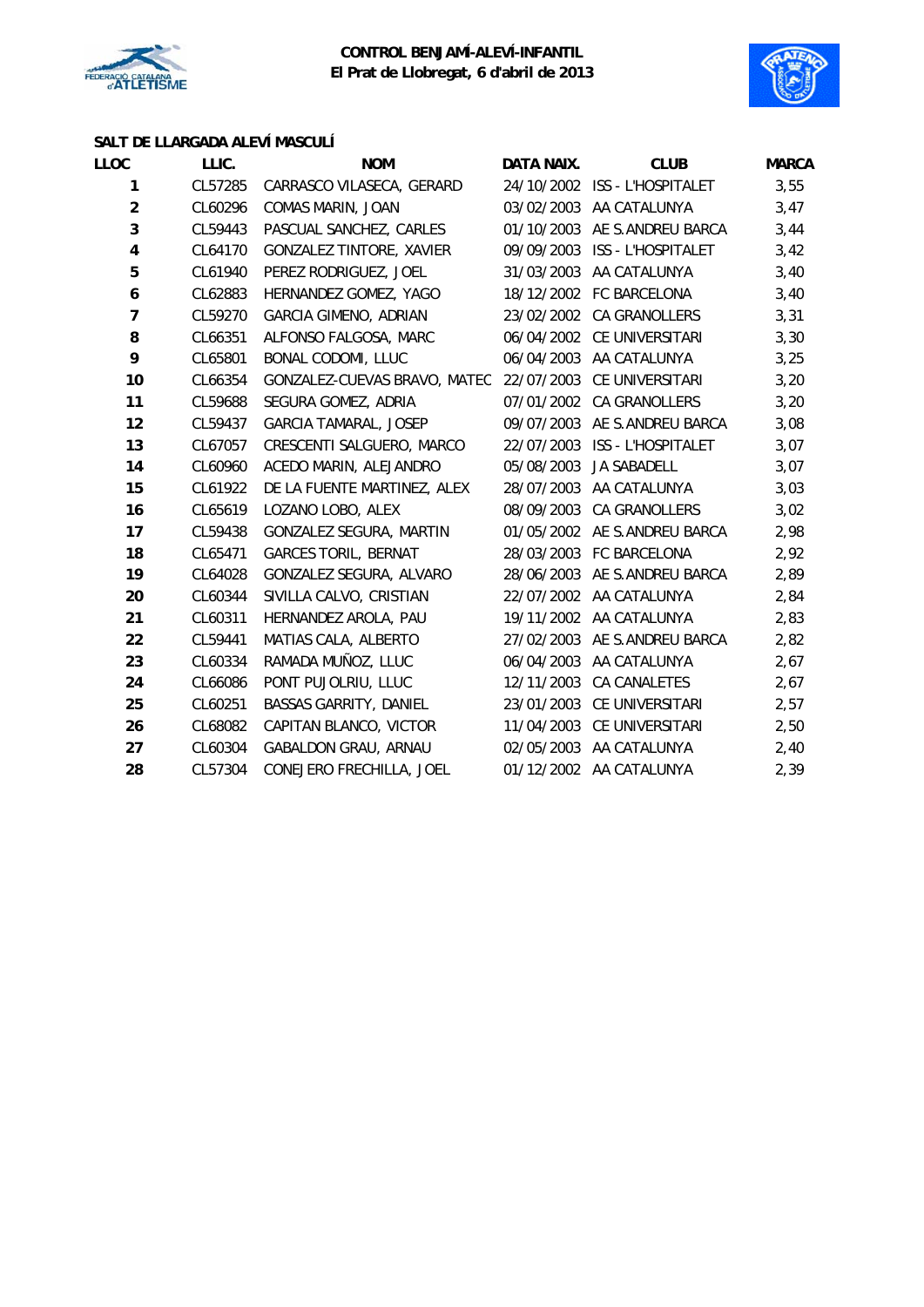**CONTROL BENJAMÍ-ALEVÍ-INFANTIL**
**El Prat de Llobregat, 6 d'abril de 2013**

### SALT DE LLARGADA ALEVÍ MASCULÍ

| LLOC | LLIC. | NOM | DATA NAIX. | CLUB | MARCA |
|---|---|---|---|---|---|
| 1 | CL57285 | CARRASCO VILASECA, GERARD | 24/10/2002 | ISS - L'HOSPITALET | 3,55 |
| 2 | CL60296 | COMAS MARIN, JOAN | 03/02/2003 | AA CATALUNYA | 3,47 |
| 3 | CL59443 | PASCUAL SANCHEZ, CARLES | 01/10/2003 | AE S.ANDREU BARCA | 3,44 |
| 4 | CL64170 | GONZALEZ TINTORE, XAVIER | 09/09/2003 | ISS - L'HOSPITALET | 3,42 |
| 5 | CL61940 | PEREZ RODRIGUEZ, JOEL | 31/03/2003 | AA CATALUNYA | 3,40 |
| 6 | CL62883 | HERNANDEZ GOMEZ, YAGO | 18/12/2002 | FC BARCELONA | 3,40 |
| 7 | CL59270 | GARCIA GIMENO, ADRIAN | 23/02/2002 | CA GRANOLLERS | 3,31 |
| 8 | CL66351 | ALFONSO FALGOSA, MARC | 06/04/2002 | CE UNIVERSITARI | 3,30 |
| 9 | CL65801 | BONAL CODOMI, LLUC | 06/04/2003 | AA CATALUNYA | 3,25 |
| 10 | CL66354 | GONZALEZ-CUEVAS BRAVO, MATEC | 22/07/2003 | CE UNIVERSITARI | 3,20 |
| 11 | CL59688 | SEGURA GOMEZ, ADRIA | 07/01/2002 | CA GRANOLLERS | 3,20 |
| 12 | CL59437 | GARCIA TAMARAL, JOSEP | 09/07/2003 | AE S.ANDREU BARCA | 3,08 |
| 13 | CL67057 | CRESCENTI SALGUERO, MARCO | 22/07/2003 | ISS - L'HOSPITALET | 3,07 |
| 14 | CL60960 | ACEDO MARIN, ALEJANDRO | 05/08/2003 | JA SABADELL | 3,07 |
| 15 | CL61922 | DE LA FUENTE MARTINEZ, ALEX | 28/07/2003 | AA CATALUNYA | 3,03 |
| 16 | CL65619 | LOZANO LOBO, ALEX | 08/09/2003 | CA GRANOLLERS | 3,02 |
| 17 | CL59438 | GONZALEZ SEGURA, MARTIN | 01/05/2002 | AE S.ANDREU BARCA | 2,98 |
| 18 | CL65471 | GARCES TORIL, BERNAT | 28/03/2003 | FC BARCELONA | 2,92 |
| 19 | CL64028 | GONZALEZ SEGURA, ALVARO | 28/06/2003 | AE S.ANDREU BARCA | 2,89 |
| 20 | CL60344 | SIVILLA CALVO, CRISTIAN | 22/07/2002 | AA CATALUNYA | 2,84 |
| 21 | CL60311 | HERNANDEZ AROLA, PAU | 19/11/2002 | AA CATALUNYA | 2,83 |
| 22 | CL59441 | MATIAS CALA, ALBERTO | 27/02/2003 | AE S.ANDREU BARCA | 2,82 |
| 23 | CL60334 | RAMADA MUÑOZ, LLUC | 06/04/2003 | AA CATALUNYA | 2,67 |
| 24 | CL66086 | PONT PUJOLRIU, LLUC | 12/11/2003 | CA CANALETES | 2,67 |
| 25 | CL60251 | BASSAS GARRITY, DANIEL | 23/01/2003 | CE UNIVERSITARI | 2,57 |
| 26 | CL68082 | CAPITAN BLANCO, VICTOR | 11/04/2003 | CE UNIVERSITARI | 2,50 |
| 27 | CL60304 | GABALDON GRAU, ARNAU | 02/05/2003 | AA CATALUNYA | 2,40 |
| 28 | CL57304 | CONEJERO FRECHILLA, JOEL | 01/12/2002 | AA CATALUNYA | 2,39 |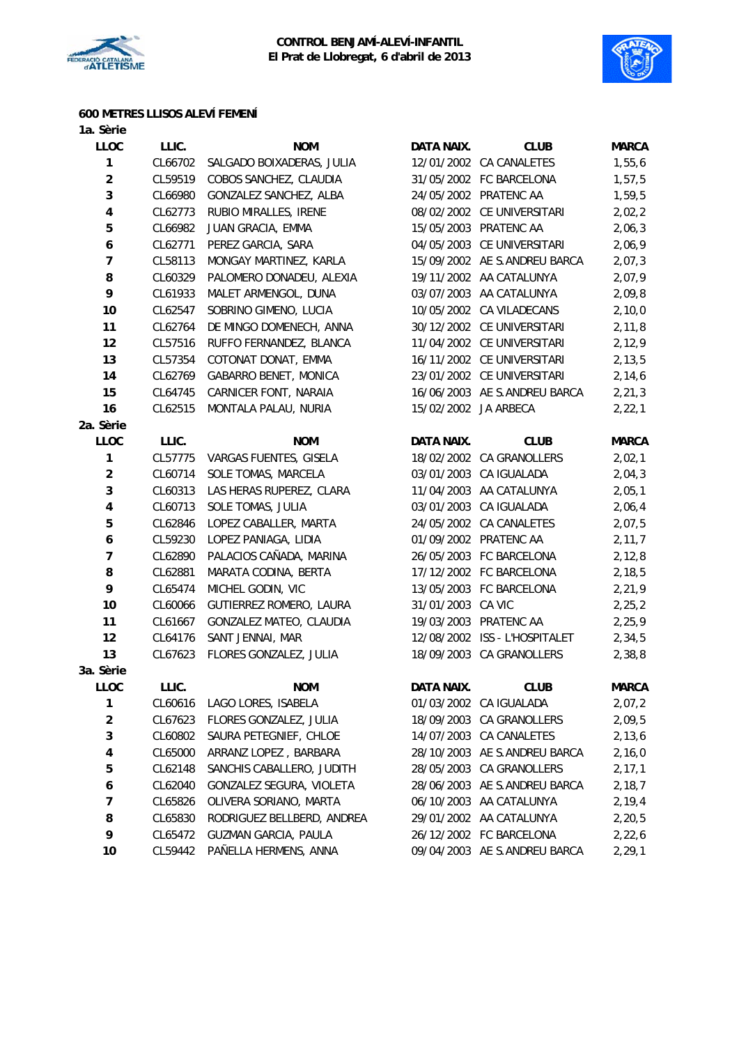**CONTROL BENJAMÍ-ALEVÍ-INFANTIL**
**El Prat de Llobregat, 6 d'abril de 2013**

## 600 METRES LLISOS ALEVÍ FEMENÍ

### 1a. Sèrie

| LLOC | LLIC. | NOM | DATA NAIX. | CLUB | MARCA |
|---|---|---|---|---|---|
| 1 | CL66702 | SALGADO BOIXADERAS, JULIA | 12/01/2002 | CA CANALETES | 1,55,6 |
| 2 | CL59519 | COBOS SANCHEZ, CLAUDIA | 31/05/2002 | FC BARCELONA | 1,57,5 |
| 3 | CL66980 | GONZALEZ SANCHEZ, ALBA | 24/05/2002 | PRATENC AA | 1,59,5 |
| 4 | CL62773 | RUBIO MIRALLES, IRENE | 08/02/2002 | CE UNIVERSITARI | 2,02,2 |
| 5 | CL66982 | JUAN GRACIA, EMMA | 15/05/2003 | PRATENC AA | 2,06,3 |
| 6 | CL62771 | PEREZ GARCIA, SARA | 04/05/2003 | CE UNIVERSITARI | 2,06,9 |
| 7 | CL58113 | MONGAY MARTINEZ, KARLA | 15/09/2002 | AE S.ANDREU BARCA | 2,07,3 |
| 8 | CL60329 | PALOMERO DONADEU, ALEXIA | 19/11/2002 | AA CATALUNYA | 2,07,9 |
| 9 | CL61933 | MALET ARMENGOL, DUNA | 03/07/2003 | AA CATALUNYA | 2,09,8 |
| 10 | CL62547 | SOBRINO GIMENO, LUCIA | 10/05/2002 | CA VILADECANS | 2,10,0 |
| 11 | CL62764 | DE MINGO DOMENECH, ANNA | 30/12/2002 | CE UNIVERSITARI | 2,11,8 |
| 12 | CL57516 | RUFFO FERNANDEZ, BLANCA | 11/04/2002 | CE UNIVERSITARI | 2,12,9 |
| 13 | CL57354 | COTONAT DONAT, EMMA | 16/11/2002 | CE UNIVERSITARI | 2,13,5 |
| 14 | CL62769 | GABARRO BENET, MONICA | 23/01/2002 | CE UNIVERSITARI | 2,14,6 |
| 15 | CL64745 | CARNICER FONT, NARAIA | 16/06/2003 | AE S.ANDREU BARCA | 2,21,3 |
| 16 | CL62515 | MONTALA PALAU, NURIA | 15/02/2002 | JA ARBECA | 2,22,1 |

### 2a. Sèrie

| LLOC | LLIC. | NOM | DATA NAIX. | CLUB | MARCA |
|---|---|---|---|---|---|
| 1 | CL57775 | VARGAS FUENTES, GISELA | 18/02/2002 | CA GRANOLLERS | 2,02,1 |
| 2 | CL60714 | SOLE TOMAS, MARCELA | 03/01/2003 | CA IGUALADA | 2,04,3 |
| 3 | CL60313 | LAS HERAS RUPEREZ, CLARA | 11/04/2003 | AA CATALUNYA | 2,05,1 |
| 4 | CL60713 | SOLE TOMAS, JULIA | 03/01/2003 | CA IGUALADA | 2,06,4 |
| 5 | CL62846 | LOPEZ CABALLER, MARTA | 24/05/2002 | CA CANALETES | 2,07,5 |
| 6 | CL59230 | LOPEZ PANIAGA, LIDIA | 01/09/2002 | PRATENC AA | 2,11,7 |
| 7 | CL62890 | PALACIOS CAÑADA, MARINA | 26/05/2003 | FC BARCELONA | 2,12,8 |
| 8 | CL62881 | MARATA CODINA, BERTA | 17/12/2002 | FC BARCELONA | 2,18,5 |
| 9 | CL65474 | MICHEL GODIN, VIC | 13/05/2003 | FC BARCELONA | 2,21,9 |
| 10 | CL60066 | GUTIERREZ ROMERO, LAURA | 31/01/2003 | CA VIC | 2,25,2 |
| 11 | CL61667 | GONZALEZ MATEO, CLAUDIA | 19/03/2003 | PRATENC AA | 2,25,9 |
| 12 | CL64176 | SANT JENNAI, MAR | 12/08/2002 | ISS - L'HOSPITALET | 2,34,5 |
| 13 | CL67623 | FLORES GONZALEZ, JULIA | 18/09/2003 | CA GRANOLLERS | 2,38,8 |

### 3a. Sèrie

| LLOC | LLIC. | NOM | DATA NAIX. | CLUB | MARCA |
|---|---|---|---|---|---|
| 1 | CL60616 | LAGO LORES, ISABELA | 01/03/2002 | CA IGUALADA | 2,07,2 |
| 2 | CL67623 | FLORES GONZALEZ, JULIA | 18/09/2003 | CA GRANOLLERS | 2,09,5 |
| 3 | CL60802 | SAURA PETEGNIEF, CHLOE | 14/07/2003 | CA CANALETES | 2,13,6 |
| 4 | CL65000 | ARRANZ LOPEZ , BARBARA | 28/10/2003 | AE S.ANDREU BARCA | 2,16,0 |
| 5 | CL62148 | SANCHIS CABALLERO, JUDITH | 28/05/2003 | CA GRANOLLERS | 2,17,1 |
| 6 | CL62040 | GONZALEZ SEGURA, VIOLETA | 28/06/2003 | AE S.ANDREU BARCA | 2,18,7 |
| 7 | CL65826 | OLIVERA SORIANO, MARTA | 06/10/2003 | AA CATALUNYA | 2,19,4 |
| 8 | CL65830 | RODRIGUEZ BELLBERD, ANDREA | 29/01/2002 | AA CATALUNYA | 2,20,5 |
| 9 | CL65472 | GUZMAN GARCIA, PAULA | 26/12/2002 | FC BARCELONA | 2,22,6 |
| 10 | CL59442 | PAÑELLA HERMENS, ANNA | 09/04/2003 | AE S.ANDREU BARCA | 2,29,1 |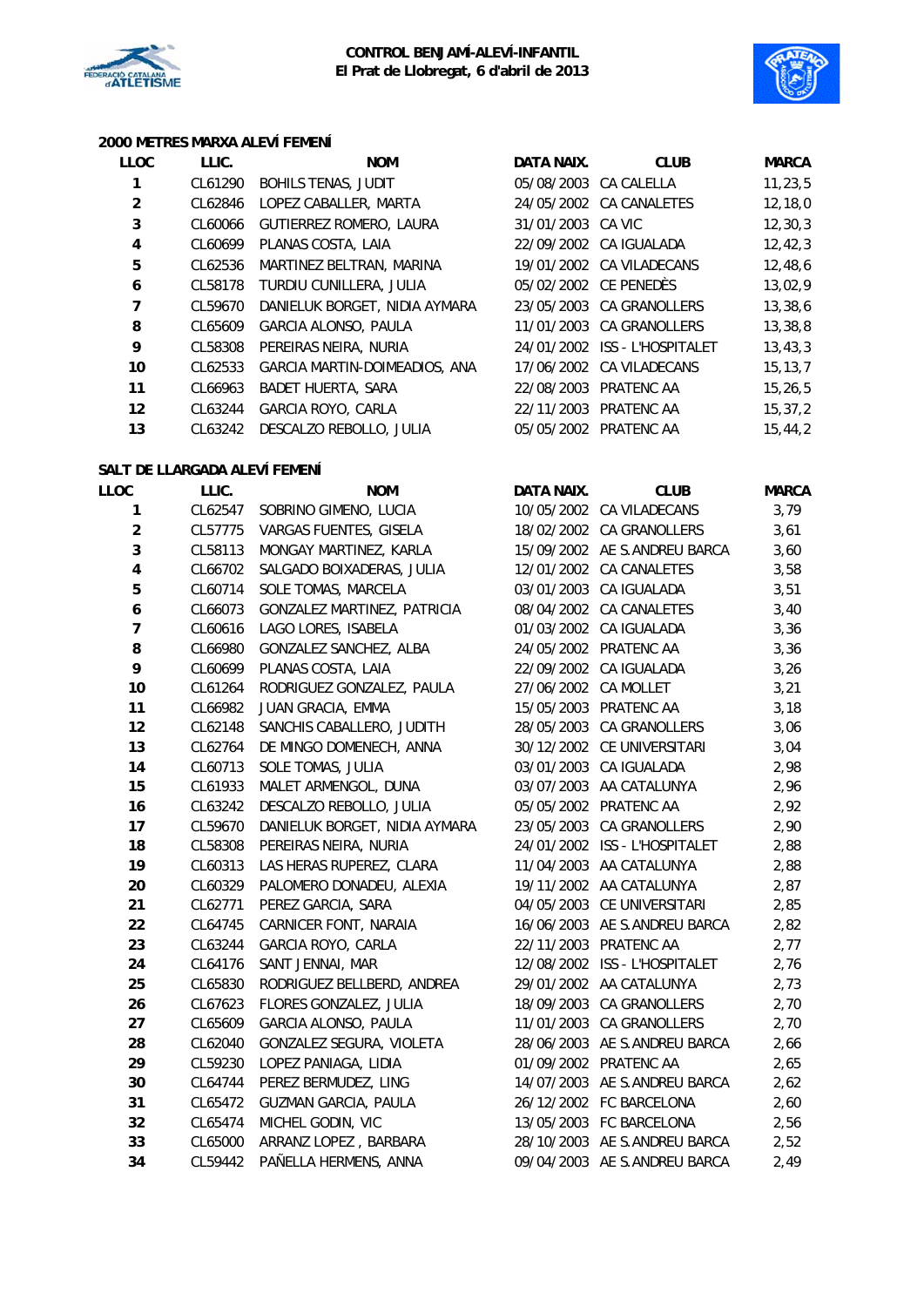**CONTROL BENJAMÍ-ALEVÍ-INFANTIL**
**El Prat de Llobregat, 6 d'abril de 2013**

### 2000 METRES MARXA ALEVÍ FEMENÍ

| LLOC | LLIC. | NOM | DATA NAIX. | CLUB | MARCA |
|---|---|---|---|---|---|
| 1 | CL61290 | BOHILS TENAS, JUDIT | 05/08/2003 | CA CALELLA | 11,23,5 |
| 2 | CL62846 | LOPEZ CABALLER, MARTA | 24/05/2002 | CA CANALETES | 12,18,0 |
| 3 | CL60066 | GUTIERREZ ROMERO, LAURA | 31/01/2003 | CA VIC | 12,30,3 |
| 4 | CL60699 | PLANAS COSTA, LAIA | 22/09/2002 | CA IGUALADA | 12,42,3 |
| 5 | CL62536 | MARTINEZ BELTRAN, MARINA | 19/01/2002 | CA VILADECANS | 12,48,6 |
| 6 | CL58178 | TURDIU CUNILLERA, JULIA | 05/02/2002 | CE PENEDÈS | 13,02,9 |
| 7 | CL59670 | DANIELUK BORGET, NIDIA AYMARA | 23/05/2003 | CA GRANOLLERS | 13,38,6 |
| 8 | CL65609 | GARCIA ALONSO, PAULA | 11/01/2003 | CA GRANOLLERS | 13,38,8 |
| 9 | CL58308 | PEREIRAS NEIRA, NURIA | 24/01/2002 | ISS - L'HOSPITALET | 13,43,3 |
| 10 | CL62533 | GARCIA MARTIN-DOIMEADIOS, ANA | 17/06/2002 | CA VILADECANS | 15,13,7 |
| 11 | CL66963 | BADET HUERTA, SARA | 22/08/2003 | PRATENC AA | 15,26,5 |
| 12 | CL63244 | GARCIA ROYO, CARLA | 22/11/2003 | PRATENC AA | 15,37,2 |
| 13 | CL63242 | DESCALZO REBOLLO, JULIA | 05/05/2002 | PRATENC AA | 15,44,2 |

### SALT DE LLARGADA ALEVÍ FEMENÍ

| LLOC | LLIC. | NOM | DATA NAIX. | CLUB | MARCA |
|---|---|---|---|---|---|
| 1 | CL62547 | SOBRINO GIMENO, LUCIA | 10/05/2002 | CA VILADECANS | 3,79 |
| 2 | CL57775 | VARGAS FUENTES, GISELA | 18/02/2002 | CA GRANOLLERS | 3,61 |
| 3 | CL58113 | MONGAY MARTINEZ, KARLA | 15/09/2002 | AE S.ANDREU BARCA | 3,60 |
| 4 | CL66702 | SALGADO BOIXADERAS, JULIA | 12/01/2002 | CA CANALETES | 3,58 |
| 5 | CL60714 | SOLE TOMAS, MARCELA | 03/01/2003 | CA IGUALADA | 3,51 |
| 6 | CL66073 | GONZALEZ MARTINEZ, PATRICIA | 08/04/2002 | CA CANALETES | 3,40 |
| 7 | CL60616 | LAGO LORES, ISABELA | 01/03/2002 | CA IGUALADA | 3,36 |
| 8 | CL66980 | GONZALEZ SANCHEZ, ALBA | 24/05/2002 | PRATENC AA | 3,36 |
| 9 | CL60699 | PLANAS COSTA, LAIA | 22/09/2002 | CA IGUALADA | 3,26 |
| 10 | CL61264 | RODRIGUEZ GONZALEZ, PAULA | 27/06/2002 | CA MOLLET | 3,21 |
| 11 | CL66982 | JUAN GRACIA, EMMA | 15/05/2003 | PRATENC AA | 3,18 |
| 12 | CL62148 | SANCHIS CABALLERO, JUDITH | 28/05/2003 | CA GRANOLLERS | 3,06 |
| 13 | CL62764 | DE MINGO DOMENECH, ANNA | 30/12/2002 | CE UNIVERSITARI | 3,04 |
| 14 | CL60713 | SOLE TOMAS, JULIA | 03/01/2003 | CA IGUALADA | 2,98 |
| 15 | CL61933 | MALET ARMENGOL, DUNA | 03/07/2003 | AA CATALUNYA | 2,96 |
| 16 | CL63242 | DESCALZO REBOLLO, JULIA | 05/05/2002 | PRATENC AA | 2,92 |
| 17 | CL59670 | DANIELUK BORGET, NIDIA AYMARA | 23/05/2003 | CA GRANOLLERS | 2,90 |
| 18 | CL58308 | PEREIRAS NEIRA, NURIA | 24/01/2002 | ISS - L'HOSPITALET | 2,88 |
| 19 | CL60313 | LAS HERAS RUPEREZ, CLARA | 11/04/2003 | AA CATALUNYA | 2,88 |
| 20 | CL60329 | PALOMERO DONADEU, ALEXIA | 19/11/2002 | AA CATALUNYA | 2,87 |
| 21 | CL62771 | PEREZ GARCIA, SARA | 04/05/2003 | CE UNIVERSITARI | 2,85 |
| 22 | CL64745 | CARNICER FONT, NARAIA | 16/06/2003 | AE S.ANDREU BARCA | 2,82 |
| 23 | CL63244 | GARCIA ROYO, CARLA | 22/11/2003 | PRATENC AA | 2,77 |
| 24 | CL64176 | SANT JENNAI, MAR | 12/08/2002 | ISS - L'HOSPITALET | 2,76 |
| 25 | CL65830 | RODRIGUEZ BELLBERD, ANDREA | 29/01/2002 | AA CATALUNYA | 2,73 |
| 26 | CL67623 | FLORES GONZALEZ, JULIA | 18/09/2003 | CA GRANOLLERS | 2,70 |
| 27 | CL65609 | GARCIA ALONSO, PAULA | 11/01/2003 | CA GRANOLLERS | 2,70 |
| 28 | CL62040 | GONZALEZ SEGURA, VIOLETA | 28/06/2003 | AE S.ANDREU BARCA | 2,66 |
| 29 | CL59230 | LOPEZ PANIAGA, LIDIA | 01/09/2002 | PRATENC AA | 2,65 |
| 30 | CL64744 | PEREZ BERMUDEZ, LING | 14/07/2003 | AE S.ANDREU BARCA | 2,62 |
| 31 | CL65472 | GUZMAN GARCIA, PAULA | 26/12/2002 | FC BARCELONA | 2,60 |
| 32 | CL65474 | MICHEL GODIN, VIC | 13/05/2003 | FC BARCELONA | 2,56 |
| 33 | CL65000 | ARRANZ LOPEZ , BARBARA | 28/10/2003 | AE S.ANDREU BARCA | 2,52 |
| 34 | CL59442 | PAÑELLA HERMENS, ANNA | 09/04/2003 | AE S.ANDREU BARCA | 2,49 |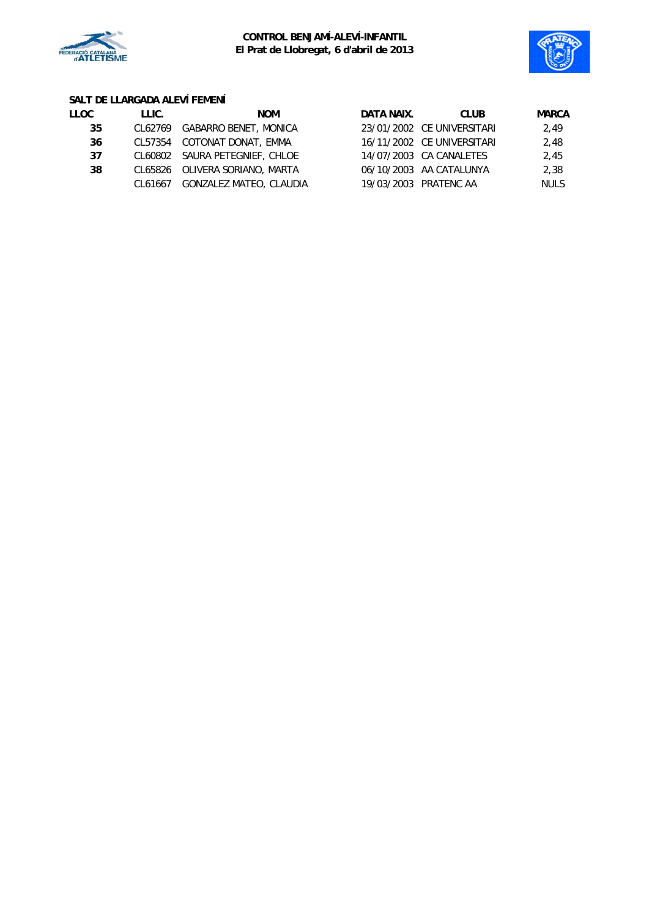**CONTROL BENJAMÍ-ALEVÍ-INFANTIL**
**El Prat de Llobregat, 6 d'abril de 2013**

### SALT DE LLARGADA ALEVÍ FEMENÍ

| LLOC | LLIC. | NOM | DATA NAIX. | CLUB | MARCA |
|---|---|---|---|---|---|
| **35** | CL62769 | GABARRO BENET, MONICA | 23/01/2002 | CE UNIVERSITARI | 2,49 |
| **36** | CL57354 | COTONAT DONAT, EMMA | 16/11/2002 | CE UNIVERSITARI | 2,48 |
| **37** | CL60802 | SAURA PETEGNIEF, CHLOE | 14/07/2003 | CA CANALETES | 2,45 |
| **38** | CL65826 | OLIVERA SORIANO, MARTA | 06/10/2003 | AA CATALUNYA | 2,38 |
| | CL61667 | GONZALEZ MATEO, CLAUDIA | 19/03/2003 | PRATENC AA | NULS |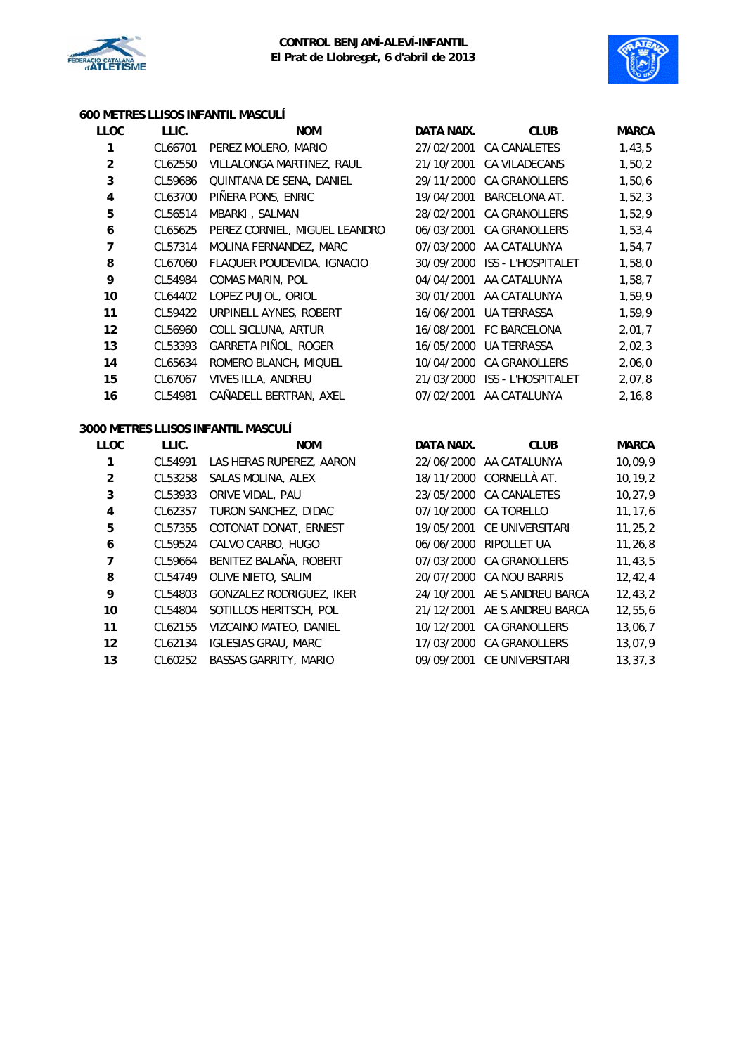**CONTROL BENJAMÍ-ALEVÍ-INFANTIL**
**El Prat de Llobregat, 6 d'abril de 2013**

### 600 METRES LLISOS INFANTIL MASCULÍ

| LLOC | LLIC. | NOM | DATA NAIX. | CLUB | MARCA |
|---|---|---|---|---|---|
| 1 | CL66701 | PEREZ MOLERO, MARIO | 27/02/2001 | CA CANALETES | 1,43,5 |
| 2 | CL62550 | VILLALONGA MARTINEZ, RAUL | 21/10/2001 | CA VILADECANS | 1,50,2 |
| 3 | CL59686 | QUINTANA DE SENA, DANIEL | 29/11/2000 | CA GRANOLLERS | 1,50,6 |
| 4 | CL63700 | PIÑERA PONS, ENRIC | 19/04/2001 | BARCELONA AT. | 1,52,3 |
| 5 | CL56514 | MBARKI , SALMAN | 28/02/2001 | CA GRANOLLERS | 1,52,9 |
| 6 | CL65625 | PEREZ CORNIEL, MIGUEL LEANDRO | 06/03/2001 | CA GRANOLLERS | 1,53,4 |
| 7 | CL57314 | MOLINA FERNANDEZ, MARC | 07/03/2000 | AA CATALUNYA | 1,54,7 |
| 8 | CL67060 | FLAQUER POUDEVIDA, IGNACIO | 30/09/2000 | ISS - L'HOSPITALET | 1,58,0 |
| 9 | CL54984 | COMAS MARIN, POL | 04/04/2001 | AA CATALUNYA | 1,58,7 |
| 10 | CL64402 | LOPEZ PUJOL, ORIOL | 30/01/2001 | AA CATALUNYA | 1,59,9 |
| 11 | CL59422 | URPINELL AYNES, ROBERT | 16/06/2001 | UA TERRASSA | 1,59,9 |
| 12 | CL56960 | COLL SICLUNA, ARTUR | 16/08/2001 | FC BARCELONA | 2,01,7 |
| 13 | CL53393 | GARRETA PIÑOL, ROGER | 16/05/2000 | UA TERRASSA | 2,02,3 |
| 14 | CL65634 | ROMERO BLANCH, MIQUEL | 10/04/2000 | CA GRANOLLERS | 2,06,0 |
| 15 | CL67067 | VIVES ILLA, ANDREU | 21/03/2000 | ISS - L'HOSPITALET | 2,07,8 |
| 16 | CL54981 | CAÑADELL BERTRAN, AXEL | 07/02/2001 | AA CATALUNYA | 2,16,8 |

### 3000 METRES LLISOS INFANTIL MASCULÍ

| LLOC | LLIC. | NOM | DATA NAIX. | CLUB | MARCA |
|---|---|---|---|---|---|
| 1 | CL54991 | LAS HERAS RUPEREZ, AARON | 22/06/2000 | AA CATALUNYA | 10,09,9 |
| 2 | CL53258 | SALAS MOLINA, ALEX | 18/11/2000 | CORNELLÀ AT. | 10,19,2 |
| 3 | CL53933 | ORIVE VIDAL, PAU | 23/05/2000 | CA CANALETES | 10,27,9 |
| 4 | CL62357 | TURON SANCHEZ, DIDAC | 07/10/2000 | CA TORELLO | 11,17,6 |
| 5 | CL57355 | COTONAT DONAT, ERNEST | 19/05/2001 | CE UNIVERSITARI | 11,25,2 |
| 6 | CL59524 | CALVO CARBO, HUGO | 06/06/2000 | RIPOLLET UA | 11,26,8 |
| 7 | CL59664 | BENITEZ BALAÑA, ROBERT | 07/03/2000 | CA GRANOLLERS | 11,43,5 |
| 8 | CL54749 | OLIVE NIETO, SALIM | 20/07/2000 | CA NOU BARRIS | 12,42,4 |
| 9 | CL54803 | GONZALEZ RODRIGUEZ, IKER | 24/10/2001 | AE S.ANDREU BARCA | 12,43,2 |
| 10 | CL54804 | SOTILLOS HERITSCH, POL | 21/12/2001 | AE S.ANDREU BARCA | 12,55,6 |
| 11 | CL62155 | VIZCAINO MATEO, DANIEL | 10/12/2001 | CA GRANOLLERS | 13,06,7 |
| 12 | CL62134 | IGLESIAS GRAU, MARC | 17/03/2000 | CA GRANOLLERS | 13,07,9 |
| 13 | CL60252 | BASSAS GARRITY, MARIO | 09/09/2001 | CE UNIVERSITARI | 13,37,3 |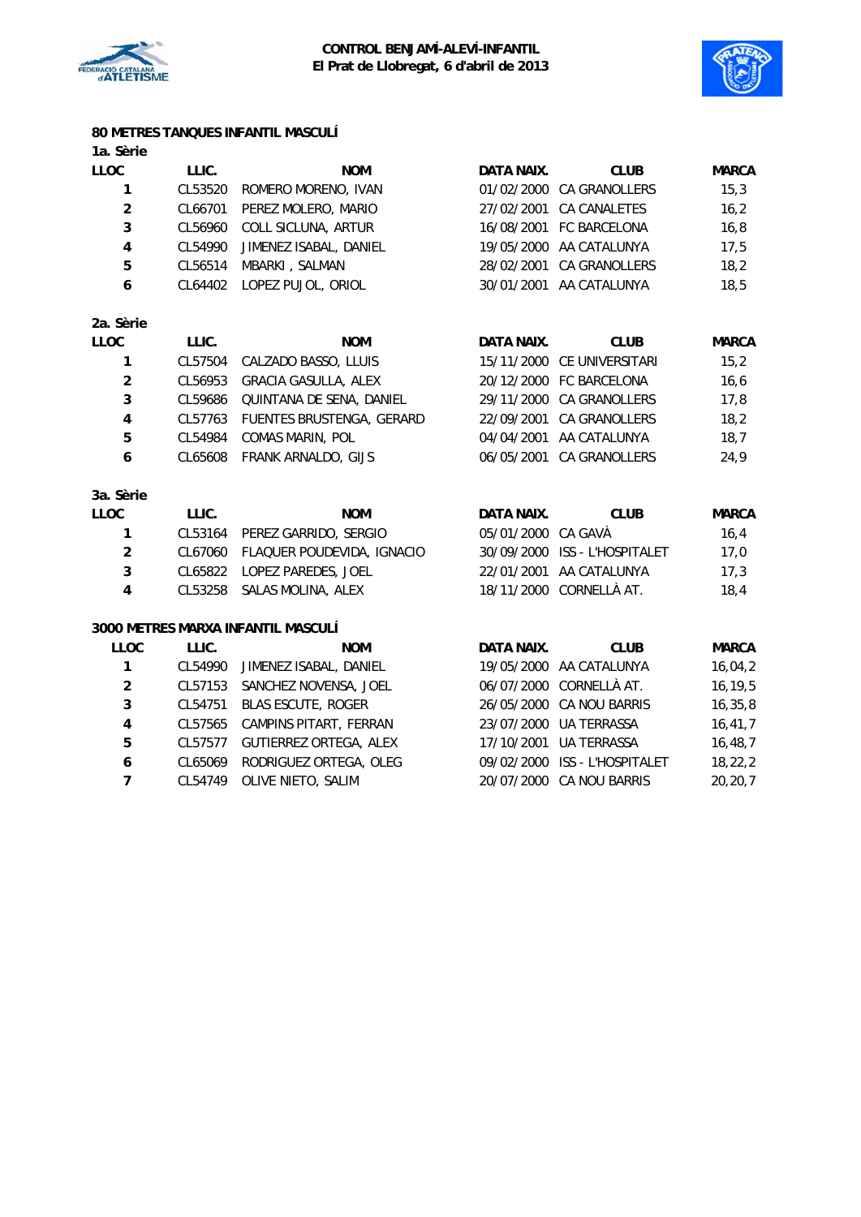**CONTROL BENJAMÍ-ALEVÍ-INFANTIL**
**El Prat de Llobregat, 6 d'abril de 2013**

## 80 METRES TANQUES INFANTIL MASCULÍ

### 1a. Sèrie

| LLOC | LLIC. | NOM | DATA NAIX. | CLUB | MARCA |
|---|---|---|---|---|---|
| 1 | CL53520 | ROMERO MORENO, IVAN | 01/02/2000 | CA GRANOLLERS | 15,3 |
| 2 | CL66701 | PEREZ MOLERO, MARIO | 27/02/2001 | CA CANALETES | 16,2 |
| 3 | CL56960 | COLL SICLUNA, ARTUR | 16/08/2001 | FC BARCELONA | 16,8 |
| 4 | CL54990 | JIMENEZ ISABAL, DANIEL | 19/05/2000 | AA CATALUNYA | 17,5 |
| 5 | CL56514 | MBARKI , SALMAN | 28/02/2001 | CA GRANOLLERS | 18,2 |
| 6 | CL64402 | LOPEZ PUJOL, ORIOL | 30/01/2001 | AA CATALUNYA | 18,5 |

### 2a. Sèrie

| LLOC | LLIC. | NOM | DATA NAIX. | CLUB | MARCA |
|---|---|---|---|---|---|
| 1 | CL57504 | CALZADO BASSO, LLUIS | 15/11/2000 | CE UNIVERSITARI | 15,2 |
| 2 | CL56953 | GRACIA GASULLA, ALEX | 20/12/2000 | FC BARCELONA | 16,6 |
| 3 | CL59686 | QUINTANA DE SENA, DANIEL | 29/11/2000 | CA GRANOLLERS | 17,8 |
| 4 | CL57763 | FUENTES BRUSTENGA, GERARD | 22/09/2001 | CA GRANOLLERS | 18,2 |
| 5 | CL54984 | COMAS MARIN, POL | 04/04/2001 | AA CATALUNYA | 18,7 |
| 6 | CL65608 | FRANK ARNALDO, GIJS | 06/05/2001 | CA GRANOLLERS | 24,9 |

### 3a. Sèrie

| LLOC | LLIC. | NOM | DATA NAIX. | CLUB | MARCA |
|---|---|---|---|---|---|
| 1 | CL53164 | PEREZ GARRIDO, SERGIO | 05/01/2000 | CA GAVÀ | 16,4 |
| 2 | CL67060 | FLAQUER POUDEVIDA, IGNACIO | 30/09/2000 | ISS - L'HOSPITALET | 17,0 |
| 3 | CL65822 | LOPEZ PAREDES, JOEL | 22/01/2001 | AA CATALUNYA | 17,3 |
| 4 | CL53258 | SALAS MOLINA, ALEX | 18/11/2000 | CORNELLÀ AT. | 18,4 |

## 3000 METRES MARXA INFANTIL MASCULÍ

| LLOC | LLIC. | NOM | DATA NAIX. | CLUB | MARCA |
|---|---|---|---|---|---|
| 1 | CL54990 | JIMENEZ ISABAL, DANIEL | 19/05/2000 | AA CATALUNYA | 16,04,2 |
| 2 | CL57153 | SANCHEZ NOVENSA, JOEL | 06/07/2000 | CORNELLÀ AT. | 16,19,5 |
| 3 | CL54751 | BLAS ESCUTE, ROGER | 26/05/2000 | CA NOU BARRIS | 16,35,8 |
| 4 | CL57565 | CAMPINS PITART, FERRAN | 23/07/2000 | UA TERRASSA | 16,41,7 |
| 5 | CL57577 | GUTIERREZ ORTEGA, ALEX | 17/10/2001 | UA TERRASSA | 16,48,7 |
| 6 | CL65069 | RODRIGUEZ ORTEGA, OLEG | 09/02/2000 | ISS - L'HOSPITALET | 18,22,2 |
| 7 | CL54749 | OLIVE NIETO, SALIM | 20/07/2000 | CA NOU BARRIS | 20,20,7 |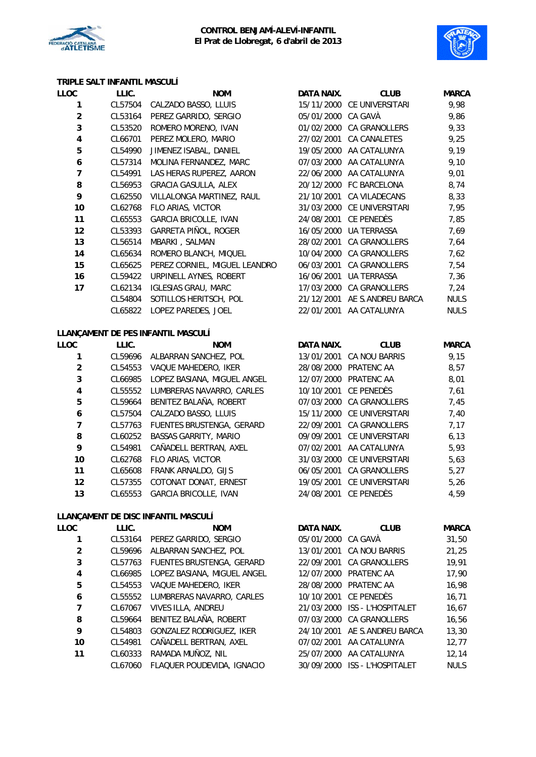**CONTROL BENJAMÍ-ALEVÍ-INFANTIL**
**El Prat de Llobregat, 6 d'abril de 2013**

### TRIPLE SALT INFANTIL MASCULÍ

| LLOC | LLIC. | NOM | DATA NAIX. | CLUB | MARCA |
|---|---|---|---|---|---|
| 1 | CL57504 | CALZADO BASSO, LLUIS | 15/11/2000 | CE UNIVERSITARI | 9,98 |
| 2 | CL53164 | PEREZ GARRIDO, SERGIO | 05/01/2000 | CA GAVÀ | 9,86 |
| 3 | CL53520 | ROMERO MORENO, IVAN | 01/02/2000 | CA GRANOLLERS | 9,33 |
| 4 | CL66701 | PEREZ MOLERO, MARIO | 27/02/2001 | CA CANALETES | 9,25 |
| 5 | CL54990 | JIMENEZ ISABAL, DANIEL | 19/05/2000 | AA CATALUNYA | 9,19 |
| 6 | CL57314 | MOLINA FERNANDEZ, MARC | 07/03/2000 | AA CATALUNYA | 9,10 |
| 7 | CL54991 | LAS HERAS RUPEREZ, AARON | 22/06/2000 | AA CATALUNYA | 9,01 |
| 8 | CL56953 | GRACIA GASULLA, ALEX | 20/12/2000 | FC BARCELONA | 8,74 |
| 9 | CL62550 | VILLALONGA MARTINEZ, RAUL | 21/10/2001 | CA VILADECANS | 8,33 |
| 10 | CL62768 | FLO ARIAS, VICTOR | 31/03/2000 | CE UNIVERSITARI | 7,95 |
| 11 | CL65553 | GARCIA BRICOLLE, IVAN | 24/08/2001 | CE PENEDÈS | 7,85 |
| 12 | CL53393 | GARRETA PIÑOL, ROGER | 16/05/2000 | UA TERRASSA | 7,69 |
| 13 | CL56514 | MBARKI , SALMAN | 28/02/2001 | CA GRANOLLERS | 7,64 |
| 14 | CL65634 | ROMERO BLANCH, MIQUEL | 10/04/2000 | CA GRANOLLERS | 7,62 |
| 15 | CL65625 | PEREZ CORNIEL, MIGUEL LEANDRO | 06/03/2001 | CA GRANOLLERS | 7,54 |
| 16 | CL59422 | URPINELL AYNES, ROBERT | 16/06/2001 | UA TERRASSA | 7,36 |
| 17 | CL62134 | IGLESIAS GRAU, MARC | 17/03/2000 | CA GRANOLLERS | 7,24 |
| | CL54804 | SOTILLOS HERITSCH, POL | 21/12/2001 | AE S.ANDREU BARCA | NULS |
| | CL65822 | LOPEZ PAREDES, JOEL | 22/01/2001 | AA CATALUNYA | NULS |

### LLANÇAMENT DE PES INFANTIL MASCULÍ

| LLOC | LLIC. | NOM | DATA NAIX. | CLUB | MARCA |
|---|---|---|---|---|---|
| 1 | CL59696 | ALBARRAN SANCHEZ, POL | 13/01/2001 | CA NOU BARRIS | 9,15 |
| 2 | CL54553 | VAQUE MAHEDERO, IKER | 28/08/2000 | PRATENC AA | 8,57 |
| 3 | CL66985 | LOPEZ BASIANA, MIGUEL ANGEL | 12/07/2000 | PRATENC AA | 8,01 |
| 4 | CL55552 | LUMBRERAS NAVARRO, CARLES | 10/10/2001 | CE PENEDÈS | 7,61 |
| 5 | CL59664 | BENITEZ BALAÑA, ROBERT | 07/03/2000 | CA GRANOLLERS | 7,45 |
| 6 | CL57504 | CALZADO BASSO, LLUIS | 15/11/2000 | CE UNIVERSITARI | 7,40 |
| 7 | CL57763 | FUENTES BRUSTENGA, GERARD | 22/09/2001 | CA GRANOLLERS | 7,17 |
| 8 | CL60252 | BASSAS GARRITY, MARIO | 09/09/2001 | CE UNIVERSITARI | 6,13 |
| 9 | CL54981 | CAÑADELL BERTRAN, AXEL | 07/02/2001 | AA CATALUNYA | 5,93 |
| 10 | CL62768 | FLO ARIAS, VICTOR | 31/03/2000 | CE UNIVERSITARI | 5,63 |
| 11 | CL65608 | FRANK ARNALDO, GIJS | 06/05/2001 | CA GRANOLLERS | 5,27 |
| 12 | CL57355 | COTONAT DONAT, ERNEST | 19/05/2001 | CE UNIVERSITARI | 5,26 |
| 13 | CL65553 | GARCIA BRICOLLE, IVAN | 24/08/2001 | CE PENEDÈS | 4,59 |

### LLANÇAMENT DE DISC INFANTIL MASCULÍ

| LLOC | LLIC. | NOM | DATA NAIX. | CLUB | MARCA |
|---|---|---|---|---|---|
| 1 | CL53164 | PEREZ GARRIDO, SERGIO | 05/01/2000 | CA GAVÀ | 31,50 |
| 2 | CL59696 | ALBARRAN SANCHEZ, POL | 13/01/2001 | CA NOU BARRIS | 21,25 |
| 3 | CL57763 | FUENTES BRUSTENGA, GERARD | 22/09/2001 | CA GRANOLLERS | 19,91 |
| 4 | CL66985 | LOPEZ BASIANA, MIGUEL ANGEL | 12/07/2000 | PRATENC AA | 17,90 |
| 5 | CL54553 | VAQUE MAHEDERO, IKER | 28/08/2000 | PRATENC AA | 16,98 |
| 6 | CL55552 | LUMBRERAS NAVARRO, CARLES | 10/10/2001 | CE PENEDÈS | 16,71 |
| 7 | CL67067 | VIVES ILLA, ANDREU | 21/03/2000 | ISS - L'HOSPITALET | 16,67 |
| 8 | CL59664 | BENITEZ BALAÑA, ROBERT | 07/03/2000 | CA GRANOLLERS | 16,56 |
| 9 | CL54803 | GONZALEZ RODRIGUEZ, IKER | 24/10/2001 | AE S.ANDREU BARCA | 13,30 |
| 10 | CL54981 | CAÑADELL BERTRAN, AXEL | 07/02/2001 | AA CATALUNYA | 12,77 |
| 11 | CL60333 | RAMADA MUÑOZ, NIL | 25/07/2000 | AA CATALUNYA | 12,14 |
| | CL67060 | FLAQUER POUDEVIDA, IGNACIO | 30/09/2000 | ISS - L'HOSPITALET | NULS |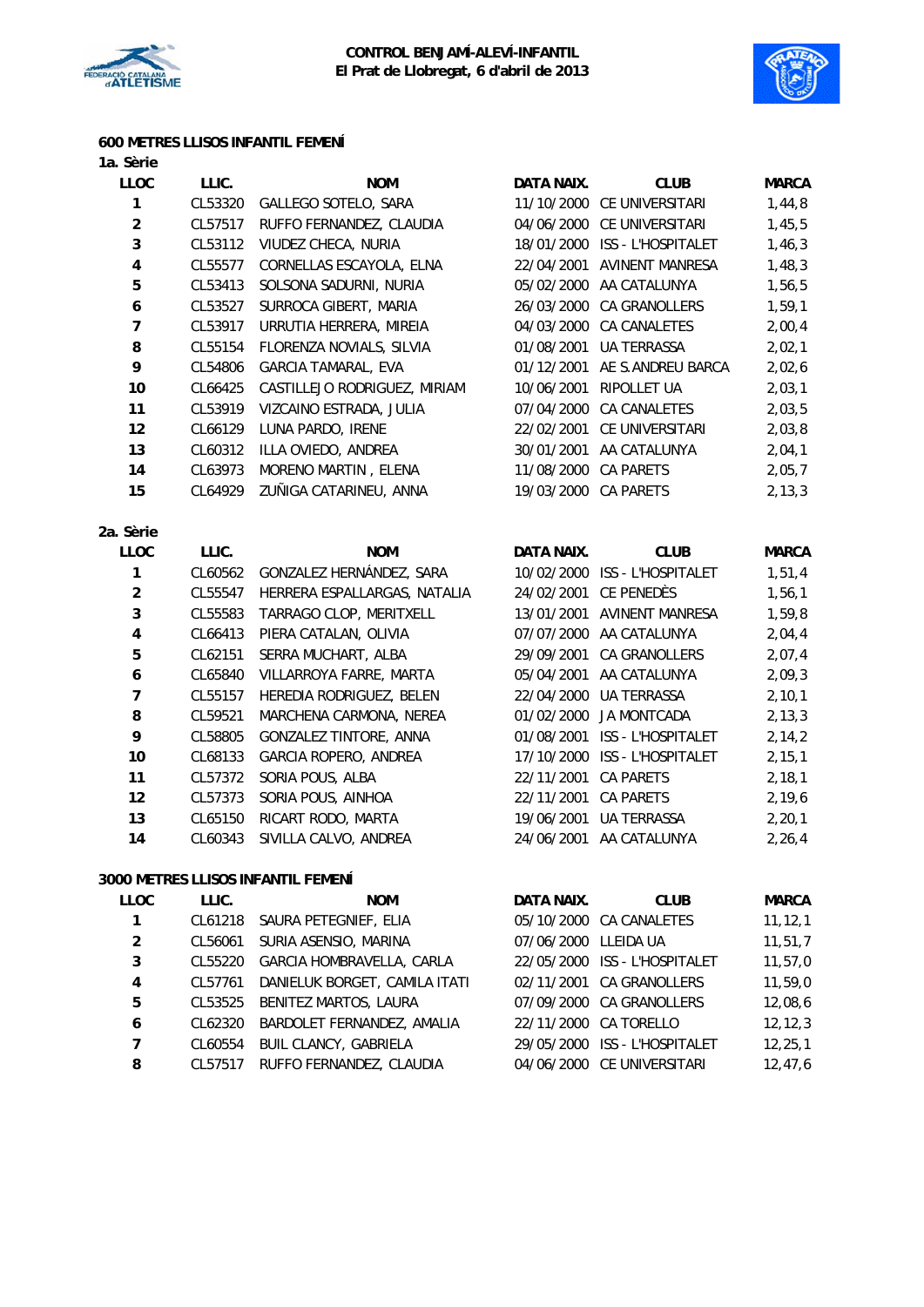**CONTROL BENJAMÍ-ALEVÍ-INFANTIL**
**El Prat de Llobregat, 6 d'abril de 2013**

### 600 METRES LLISOS INFANTIL FEMENÍ

1a. Sèrie

| LLOC | LLIC. | NOM | DATA NAIX. | CLUB | MARCA |
|---|---|---|---|---|---|
| 1 | CL53320 | GALLEGO SOTELO, SARA | 11/10/2000 | CE UNIVERSITARI | 1,44,8 |
| 2 | CL57517 | RUFFO FERNANDEZ, CLAUDIA | 04/06/2000 | CE UNIVERSITARI | 1,45,5 |
| 3 | CL53112 | VIUDEZ CHECA, NURIA | 18/01/2000 | ISS - L'HOSPITALET | 1,46,3 |
| 4 | CL55577 | CORNELLAS ESCAYOLA, ELNA | 22/04/2001 | AVINENT MANRESA | 1,48,3 |
| 5 | CL53413 | SOLSONA SADURNI, NURIA | 05/02/2000 | AA CATALUNYA | 1,56,5 |
| 6 | CL53527 | SURROCA GIBERT, MARIA | 26/03/2000 | CA GRANOLLERS | 1,59,1 |
| 7 | CL53917 | URRUTIA HERRERA, MIREIA | 04/03/2000 | CA CANALETES | 2,00,4 |
| 8 | CL55154 | FLORENZA NOVIALS, SILVIA | 01/08/2001 | UA TERRASSA | 2,02,1 |
| 9 | CL54806 | GARCIA TAMARAL, EVA | 01/12/2001 | AE S.ANDREU BARCA | 2,02,6 |
| 10 | CL66425 | CASTILLEJO RODRIGUEZ, MIRIAM | 10/06/2001 | RIPOLLET UA | 2,03,1 |
| 11 | CL53919 | VIZCAINO ESTRADA, JULIA | 07/04/2000 | CA CANALETES | 2,03,5 |
| 12 | CL66129 | LUNA PARDO, IRENE | 22/02/2001 | CE UNIVERSITARI | 2,03,8 |
| 13 | CL60312 | ILLA OVIEDO, ANDREA | 30/01/2001 | AA CATALUNYA | 2,04,1 |
| 14 | CL63973 | MORENO MARTIN , ELENA | 11/08/2000 | CA PARETS | 2,05,7 |
| 15 | CL64929 | ZUÑIGA CATARINEU, ANNA | 19/03/2000 | CA PARETS | 2,13,3 |

2a. Sèrie

| LLOC | LLIC. | NOM | DATA NAIX. | CLUB | MARCA |
|---|---|---|---|---|---|
| 1 | CL60562 | GONZALEZ HERNÁNDEZ, SARA | 10/02/2000 | ISS - L'HOSPITALET | 1,51,4 |
| 2 | CL55547 | HERRERA ESPALLARGAS, NATALIA | 24/02/2001 | CE PENEDÈS | 1,56,1 |
| 3 | CL55583 | TARRAGO CLOP, MERITXELL | 13/01/2001 | AVINENT MANRESA | 1,59,8 |
| 4 | CL66413 | PIERA CATALAN, OLIVIA | 07/07/2000 | AA CATALUNYA | 2,04,4 |
| 5 | CL62151 | SERRA MUCHART, ALBA | 29/09/2001 | CA GRANOLLERS | 2,07,4 |
| 6 | CL65840 | VILLARROYA FARRE, MARTA | 05/04/2001 | AA CATALUNYA | 2,09,3 |
| 7 | CL55157 | HEREDIA RODRIGUEZ, BELEN | 22/04/2000 | UA TERRASSA | 2,10,1 |
| 8 | CL59521 | MARCHENA CARMONA, NEREA | 01/02/2000 | JA MONTCADA | 2,13,3 |
| 9 | CL58805 | GONZALEZ TINTORE, ANNA | 01/08/2001 | ISS - L'HOSPITALET | 2,14,2 |
| 10 | CL68133 | GARCIA ROPERO, ANDREA | 17/10/2000 | ISS - L'HOSPITALET | 2,15,1 |
| 11 | CL57372 | SORIA POUS, ALBA | 22/11/2001 | CA PARETS | 2,18,1 |
| 12 | CL57373 | SORIA POUS, AINHOA | 22/11/2001 | CA PARETS | 2,19,6 |
| 13 | CL65150 | RICART RODO, MARTA | 19/06/2001 | UA TERRASSA | 2,20,1 |
| 14 | CL60343 | SIVILLA CALVO, ANDREA | 24/06/2001 | AA CATALUNYA | 2,26,4 |

### 3000 METRES LLISOS INFANTIL FEMENÍ

| LLOC | LLIC. | NOM | DATA NAIX. | CLUB | MARCA |
|---|---|---|---|---|---|
| 1 | CL61218 | SAURA PETEGNIEF, ELIA | 05/10/2000 | CA CANALETES | 11,12,1 |
| 2 | CL56061 | SURIA ASENSIO, MARINA | 07/06/2000 | LLEIDA UA | 11,51,7 |
| 3 | CL55220 | GARCIA HOMBRAVELLA, CARLA | 22/05/2000 | ISS - L'HOSPITALET | 11,57,0 |
| 4 | CL57761 | DANIELUK BORGET, CAMILA ITATI | 02/11/2001 | CA GRANOLLERS | 11,59,0 |
| 5 | CL53525 | BENITEZ MARTOS, LAURA | 07/09/2000 | CA GRANOLLERS | 12,08,6 |
| 6 | CL62320 | BARDOLET FERNANDEZ, AMALIA | 22/11/2000 | CA TORELLO | 12,12,3 |
| 7 | CL60554 | BUIL CLANCY, GABRIELA | 29/05/2000 | ISS - L'HOSPITALET | 12,25,1 |
| 8 | CL57517 | RUFFO FERNANDEZ, CLAUDIA | 04/06/2000 | CE UNIVERSITARI | 12,47,6 |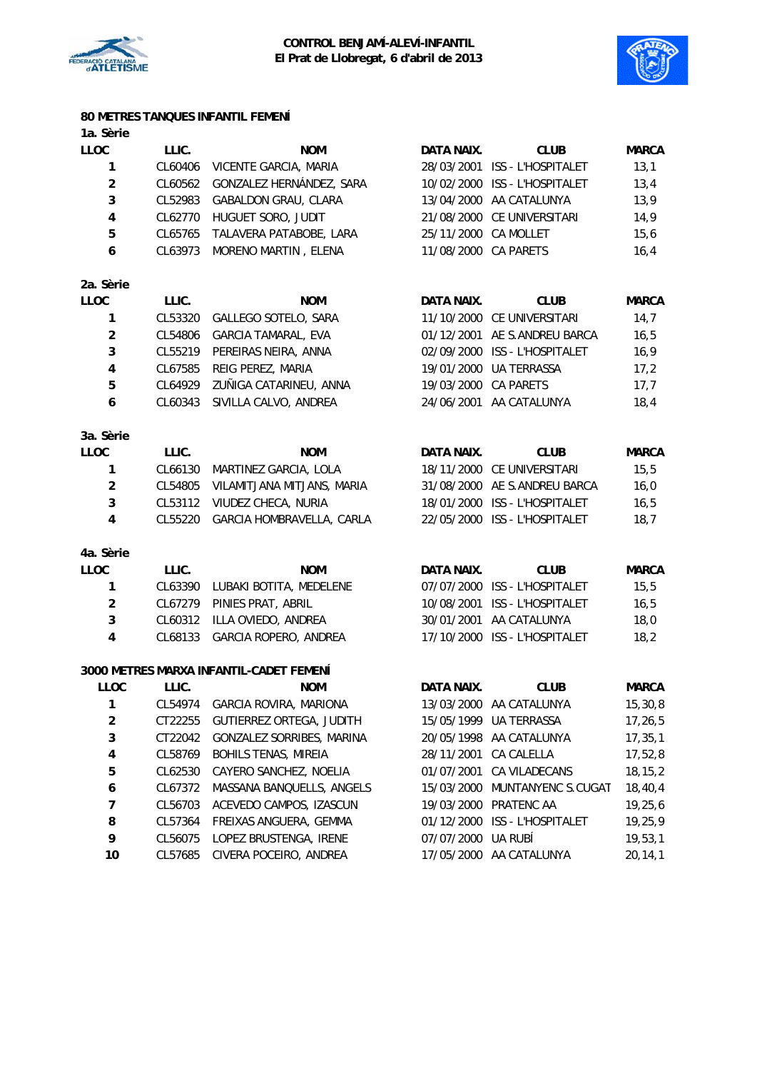**CONTROL BENJAMÍ-ALEVÍ-INFANTIL**
**El Prat de Llobregat, 6 d'abril de 2013**

### 80 METRES TANQUES INFANTIL FEMENÍ

**1a. Sèrie**

| LLOC | LLIC. | NOM | DATA NAIX. | CLUB | MARCA |
|---|---|---|---|---|---|
| 1 | CL60406 | VICENTE GARCIA, MARIA | 28/03/2001 | ISS - L'HOSPITALET | 13,1 |
| 2 | CL60562 | GONZALEZ HERNÁNDEZ, SARA | 10/02/2000 | ISS - L'HOSPITALET | 13,4 |
| 3 | CL52983 | GABALDON GRAU, CLARA | 13/04/2000 | AA CATALUNYA | 13,9 |
| 4 | CL62770 | HUGUET SORO, JUDIT | 21/08/2000 | CE UNIVERSITARI | 14,9 |
| 5 | CL65765 | TALAVERA PATABOBE, LARA | 25/11/2000 | CA MOLLET | 15,6 |
| 6 | CL63973 | MORENO MARTIN , ELENA | 11/08/2000 | CA PARETS | 16,4 |

**2a. Sèrie**

| LLOC | LLIC. | NOM | DATA NAIX. | CLUB | MARCA |
|---|---|---|---|---|---|
| 1 | CL53320 | GALLEGO SOTELO, SARA | 11/10/2000 | CE UNIVERSITARI | 14,7 |
| 2 | CL54806 | GARCIA TAMARAL, EVA | 01/12/2001 | AE S.ANDREU BARCA | 16,5 |
| 3 | CL55219 | PEREIRAS NEIRA, ANNA | 02/09/2000 | ISS - L'HOSPITALET | 16,9 |
| 4 | CL67585 | REIG PEREZ, MARIA | 19/01/2000 | UA TERRASSA | 17,2 |
| 5 | CL64929 | ZUÑIGA CATARINEU, ANNA | 19/03/2000 | CA PARETS | 17,7 |
| 6 | CL60343 | SIVILLA CALVO, ANDREA | 24/06/2001 | AA CATALUNYA | 18,4 |

**3a. Sèrie**

| LLOC | LLIC. | NOM | DATA NAIX. | CLUB | MARCA |
|---|---|---|---|---|---|
| 1 | CL66130 | MARTINEZ GARCIA, LOLA | 18/11/2000 | CE UNIVERSITARI | 15,5 |
| 2 | CL54805 | VILAMITJANA MITJANS, MARIA | 31/08/2000 | AE S.ANDREU BARCA | 16,0 |
| 3 | CL53112 | VIUDEZ CHECA, NURIA | 18/01/2000 | ISS - L'HOSPITALET | 16,5 |
| 4 | CL55220 | GARCIA HOMBRAVELLA, CARLA | 22/05/2000 | ISS - L'HOSPITALET | 18,7 |

**4a. Sèrie**

| LLOC | LLIC. | NOM | DATA NAIX. | CLUB | MARCA |
|---|---|---|---|---|---|
| 1 | CL63390 | LUBAKI BOTITA, MEDELENE | 07/07/2000 | ISS - L'HOSPITALET | 15,5 |
| 2 | CL67279 | PINIES PRAT, ABRIL | 10/08/2001 | ISS - L'HOSPITALET | 16,5 |
| 3 | CL60312 | ILLA OVIEDO, ANDREA | 30/01/2001 | AA CATALUNYA | 18,0 |
| 4 | CL68133 | GARCIA ROPERO, ANDREA | 17/10/2000 | ISS - L'HOSPITALET | 18,2 |

### 3000 METRES MARXA INFANTIL-CADET FEMENÍ

| LLOC | LLIC. | NOM | DATA NAIX. | CLUB | MARCA |
|---|---|---|---|---|---|
| 1 | CL54974 | GARCIA ROVIRA, MARIONA | 13/03/2000 | AA CATALUNYA | 15,30,8 |
| 2 | CT22255 | GUTIERREZ ORTEGA, JUDITH | 15/05/1999 | UA TERRASSA | 17,26,5 |
| 3 | CT22042 | GONZALEZ SORRIBES, MARINA | 20/05/1998 | AA CATALUNYA | 17,35,1 |
| 4 | CL58769 | BOHILS TENAS, MIREIA | 28/11/2001 | CA CALELLA | 17,52,8 |
| 5 | CL62530 | CAYERO SANCHEZ, NOELIA | 01/07/2001 | CA VILADECANS | 18,15,2 |
| 6 | CL67372 | MASSANA BANQUELLS, ANGELS | 15/03/2000 | MUNTANYENC S.CUGAT | 18,40,4 |
| 7 | CL56703 | ACEVEDO CAMPOS, IZASCUN | 19/03/2000 | PRATENC AA | 19,25,6 |
| 8 | CL57364 | FREIXAS ANGUERA, GEMMA | 01/12/2000 | ISS - L'HOSPITALET | 19,25,9 |
| 9 | CL56075 | LOPEZ BRUSTENGA, IRENE | 07/07/2000 | UA RUBÍ | 19,53,1 |
| 10 | CL57685 | CIVERA POCEIRO, ANDREA | 17/05/2000 | AA CATALUNYA | 20,14,1 |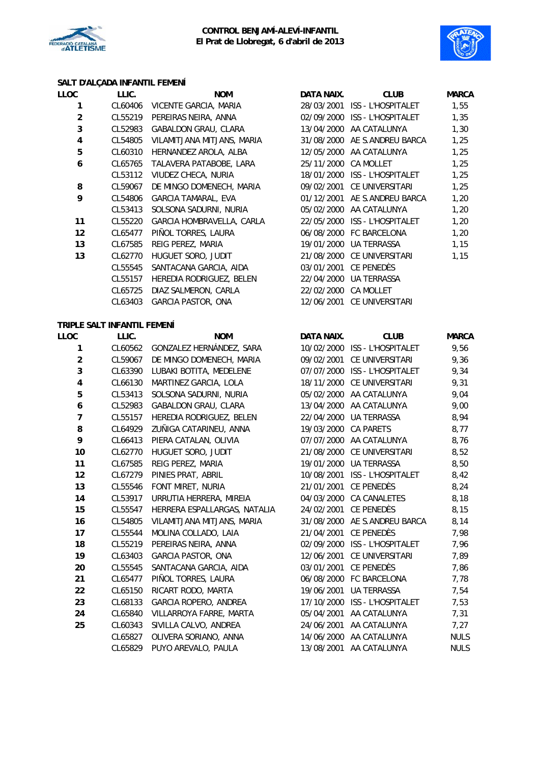**CONTROL BENJAMÍ-ALEVÍ-INFANTIL**
**El Prat de Llobregat, 6 d'abril de 2013**

### SALT D'ALÇADA INFANTIL FEMENÍ

| LLOC | LLIC. | NOM | DATA NAIX. | CLUB | MARCA |
|---|---|---|---|---|---|
| 1 | CL60406 | VICENTE GARCIA, MARIA | 28/03/2001 | ISS - L'HOSPITALET | 1,55 |
| 2 | CL55219 | PEREIRAS NEIRA, ANNA | 02/09/2000 | ISS - L'HOSPITALET | 1,35 |
| 3 | CL52983 | GABALDON GRAU, CLARA | 13/04/2000 | AA CATALUNYA | 1,30 |
| 4 | CL54805 | VILAMITJANA MITJANS, MARIA | 31/08/2000 | AE S.ANDREU BARCA | 1,25 |
| 5 | CL60310 | HERNANDEZ AROLA, ALBA | 12/05/2000 | AA CATALUNYA | 1,25 |
| 6 | CL65765 | TALAVERA PATABOBE, LARA | 25/11/2000 | CA MOLLET | 1,25 |
| | CL53112 | VIUDEZ CHECA, NURIA | 18/01/2000 | ISS - L'HOSPITALET | 1,25 |
| 8 | CL59067 | DE MINGO DOMENECH, MARIA | 09/02/2001 | CE UNIVERSITARI | 1,25 |
| 9 | CL54806 | GARCIA TAMARAL, EVA | 01/12/2001 | AE S.ANDREU BARCA | 1,20 |
| | CL53413 | SOLSONA SADURNI, NURIA | 05/02/2000 | AA CATALUNYA | 1,20 |
| 11 | CL55220 | GARCIA HOMBRAVELLA, CARLA | 22/05/2000 | ISS - L'HOSPITALET | 1,20 |
| 12 | CL65477 | PIÑOL TORRES, LAURA | 06/08/2000 | FC BARCELONA | 1,20 |
| 13 | CL67585 | REIG PEREZ, MARIA | 19/01/2000 | UA TERRASSA | 1,15 |
| 13 | CL62770 | HUGUET SORO, JUDIT | 21/08/2000 | CE UNIVERSITARI | 1,15 |
| | CL55545 | SANTACANA GARCIA, AIDA | 03/01/2001 | CE PENEDÈS | |
| | CL55157 | HEREDIA RODRIGUEZ, BELEN | 22/04/2000 | UA TERRASSA | |
| | CL65725 | DIAZ SALMERON, CARLA | 22/02/2000 | CA MOLLET | |
| | CL63403 | GARCIA PASTOR, ONA | 12/06/2001 | CE UNIVERSITARI | |

### TRIPLE SALT INFANTIL FEMENÍ

| LLOC | LLIC. | NOM | DATA NAIX. | CLUB | MARCA |
|---|---|---|---|---|---|
| 1 | CL60562 | GONZALEZ HERNÁNDEZ, SARA | 10/02/2000 | ISS - L'HOSPITALET | 9,56 |
| 2 | CL59067 | DE MINGO DOMENECH, MARIA | 09/02/2001 | CE UNIVERSITARI | 9,36 |
| 3 | CL63390 | LUBAKI BOTITA, MEDELENE | 07/07/2000 | ISS - L'HOSPITALET | 9,34 |
| 4 | CL66130 | MARTINEZ GARCIA, LOLA | 18/11/2000 | CE UNIVERSITARI | 9,31 |
| 5 | CL53413 | SOLSONA SADURNI, NURIA | 05/02/2000 | AA CATALUNYA | 9,04 |
| 6 | CL52983 | GABALDON GRAU, CLARA | 13/04/2000 | AA CATALUNYA | 9,00 |
| 7 | CL55157 | HEREDIA RODRIGUEZ, BELEN | 22/04/2000 | UA TERRASSA | 8,94 |
| 8 | CL64929 | ZUÑIGA CATARINEU, ANNA | 19/03/2000 | CA PARETS | 8,77 |
| 9 | CL66413 | PIERA CATALAN, OLIVIA | 07/07/2000 | AA CATALUNYA | 8,76 |
| 10 | CL62770 | HUGUET SORO, JUDIT | 21/08/2000 | CE UNIVERSITARI | 8,52 |
| 11 | CL67585 | REIG PEREZ, MARIA | 19/01/2000 | UA TERRASSA | 8,50 |
| 12 | CL67279 | PINIES PRAT, ABRIL | 10/08/2001 | ISS - L'HOSPITALET | 8,42 |
| 13 | CL55546 | FONT MIRET, NURIA | 21/01/2001 | CE PENEDÈS | 8,24 |
| 14 | CL53917 | URRUTIA HERRERA, MIREIA | 04/03/2000 | CA CANALETES | 8,18 |
| 15 | CL55547 | HERRERA ESPALLARGAS, NATALIA | 24/02/2001 | CE PENEDÈS | 8,15 |
| 16 | CL54805 | VILAMITJANA MITJANS, MARIA | 31/08/2000 | AE S.ANDREU BARCA | 8,14 |
| 17 | CL55544 | MOLINA COLLADO, LAIA | 21/04/2001 | CE PENEDÈS | 7,98 |
| 18 | CL55219 | PEREIRAS NEIRA, ANNA | 02/09/2000 | ISS - L'HOSPITALET | 7,96 |
| 19 | CL63403 | GARCIA PASTOR, ONA | 12/06/2001 | CE UNIVERSITARI | 7,89 |
| 20 | CL55545 | SANTACANA GARCIA, AIDA | 03/01/2001 | CE PENEDÈS | 7,86 |
| 21 | CL65477 | PIÑOL TORRES, LAURA | 06/08/2000 | FC BARCELONA | 7,78 |
| 22 | CL65150 | RICART RODO, MARTA | 19/06/2001 | UA TERRASSA | 7,54 |
| 23 | CL68133 | GARCIA ROPERO, ANDREA | 17/10/2000 | ISS - L'HOSPITALET | 7,53 |
| 24 | CL65840 | VILLARROYA FARRE, MARTA | 05/04/2001 | AA CATALUNYA | 7,31 |
| 25 | CL60343 | SIVILLA CALVO, ANDREA | 24/06/2001 | AA CATALUNYA | 7,27 |
| | CL65827 | OLIVERA SORIANO, ANNA | 14/06/2000 | AA CATALUNYA | NULS |
| | CL65829 | PUYO AREVALO, PAULA | 13/08/2001 | AA CATALUNYA | NULS |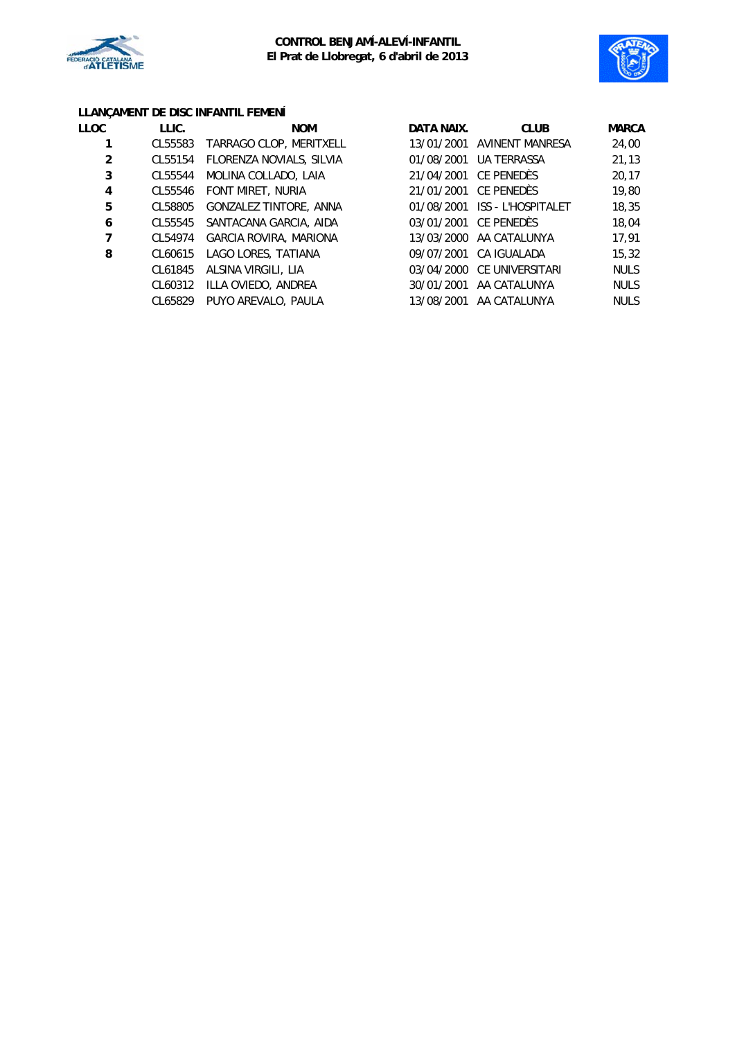**CONTROL BENJAMÍ-ALEVÍ-INFANTIL**
**El Prat de Llobregat, 6 d'abril de 2013**

### LLANÇAMENT DE DISC INFANTIL FEMENÍ

| LLOC | LLIC. | NOM | DATA NAIX. | CLUB | MARCA |
|---|---|---|---|---|---|
| 1 | CL55583 | TARRAGO CLOP, MERITXELL | 13/01/2001 | AVINENT MANRESA | 24,00 |
| 2 | CL55154 | FLORENZA NOVIALS, SILVIA | 01/08/2001 | UA TERRASSA | 21,13 |
| 3 | CL55544 | MOLINA COLLADO, LAIA | 21/04/2001 | CE PENEDÈS | 20,17 |
| 4 | CL55546 | FONT MIRET, NURIA | 21/01/2001 | CE PENEDÈS | 19,80 |
| 5 | CL58805 | GONZALEZ TINTORE, ANNA | 01/08/2001 | ISS - L'HOSPITALET | 18,35 |
| 6 | CL55545 | SANTACANA GARCIA, AIDA | 03/01/2001 | CE PENEDÈS | 18,04 |
| 7 | CL54974 | GARCIA ROVIRA, MARIONA | 13/03/2000 | AA CATALUNYA | 17,91 |
| 8 | CL60615 | LAGO LORES, TATIANA | 09/07/2001 | CA IGUALADA | 15,32 |
| | CL61845 | ALSINA VIRGILI, LIA | 03/04/2000 | CE UNIVERSITARI | NULS |
| | CL60312 | ILLA OVIEDO, ANDREA | 30/01/2001 | AA CATALUNYA | NULS |
| | CL65829 | PUYO AREVALO, PAULA | 13/08/2001 | AA CATALUNYA | NULS |